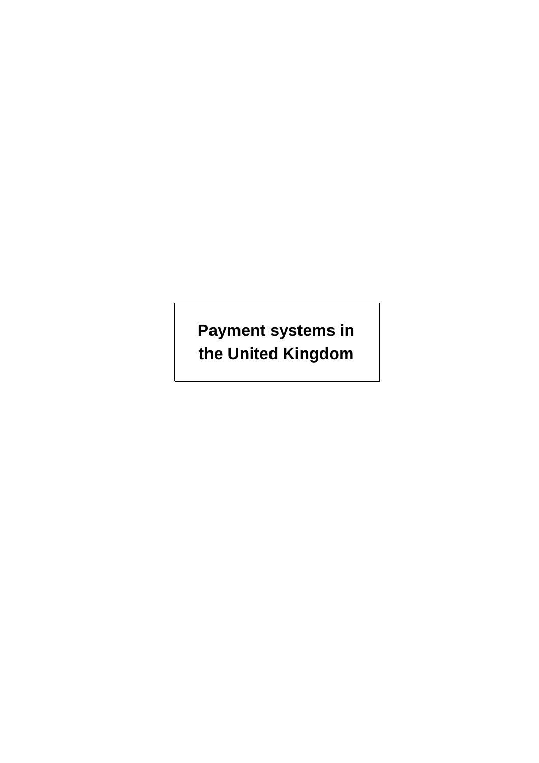# Payment systems in the United Kingdom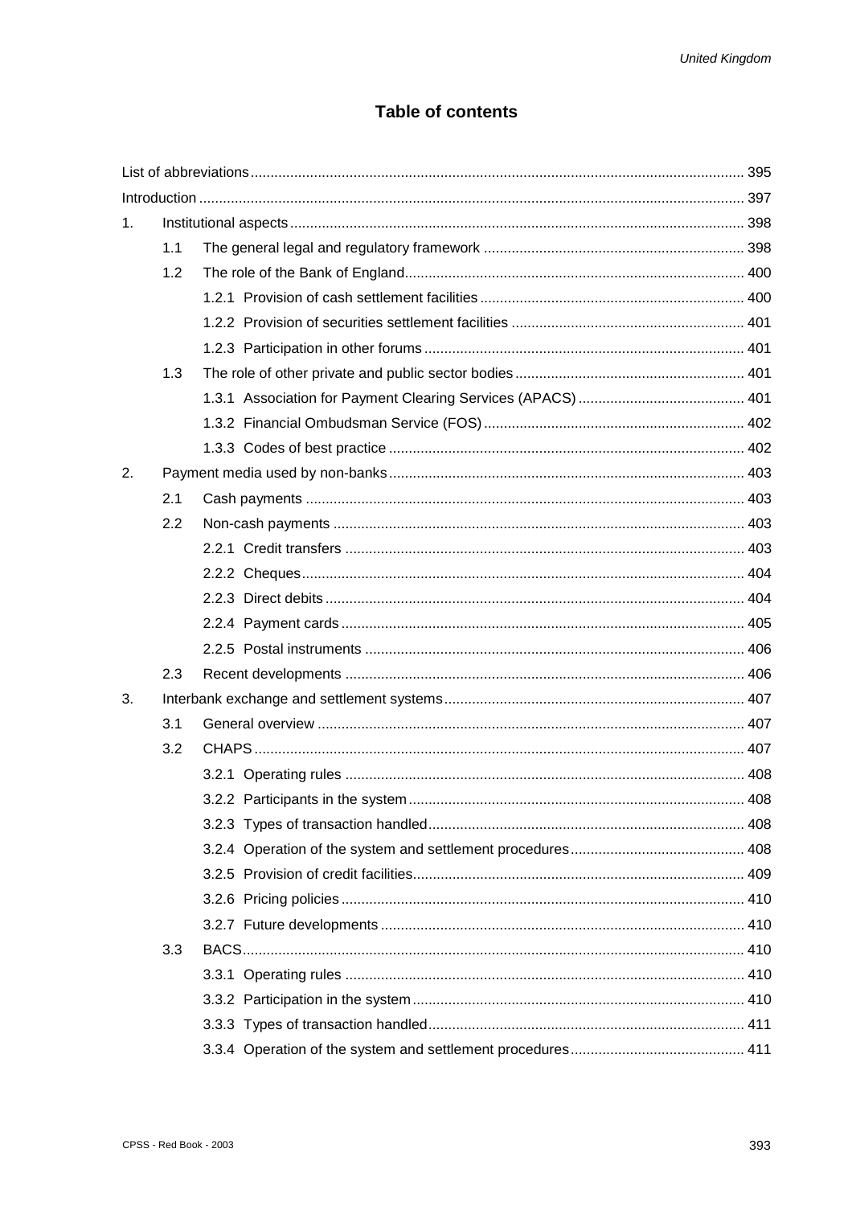# Table of contents

| | | |
|---|---|---|
| List of abbreviations | | 395 |
| Introduction | | 397 |
| 1. | Institutional aspects | 398 |
| | 1.1 The general legal and regulatory framework | 398 |
| | 1.2 The role of the Bank of England | 400 |
| | 1.2.1 Provision of cash settlement facilities | 400 |
| | 1.2.2 Provision of securities settlement facilities | 401 |
| | 1.2.3 Participation in other forums | 401 |
| | 1.3 The role of other private and public sector bodies | 401 |
| | 1.3.1 Association for Payment Clearing Services (APACS) | 401 |
| | 1.3.2 Financial Ombudsman Service (FOS) | 402 |
| | 1.3.3 Codes of best practice | 402 |
| 2. | Payment media used by non-banks | 403 |
| | 2.1 Cash payments | 403 |
| | 2.2 Non-cash payments | 403 |
| | 2.2.1 Credit transfers | 403 |
| | 2.2.2 Cheques | 404 |
| | 2.2.3 Direct debits | 404 |
| | 2.2.4 Payment cards | 405 |
| | 2.2.5 Postal instruments | 406 |
| | 2.3 Recent developments | 406 |
| 3. | Interbank exchange and settlement systems | 407 |
| | 3.1 General overview | 407 |
| | 3.2 CHAPS | 407 |
| | 3.2.1 Operating rules | 408 |
| | 3.2.2 Participants in the system | 408 |
| | 3.2.3 Types of transaction handled | 408 |
| | 3.2.4 Operation of the system and settlement procedures | 408 |
| | 3.2.5 Provision of credit facilities | 409 |
| | 3.2.6 Pricing policies | 410 |
| | 3.2.7 Future developments | 410 |
| | 3.3 BACS | 410 |
| | 3.3.1 Operating rules | 410 |
| | 3.3.2 Participation in the system | 410 |
| | 3.3.3 Types of transaction handled | 411 |
| | 3.3.4 Operation of the system and settlement procedures | 411 |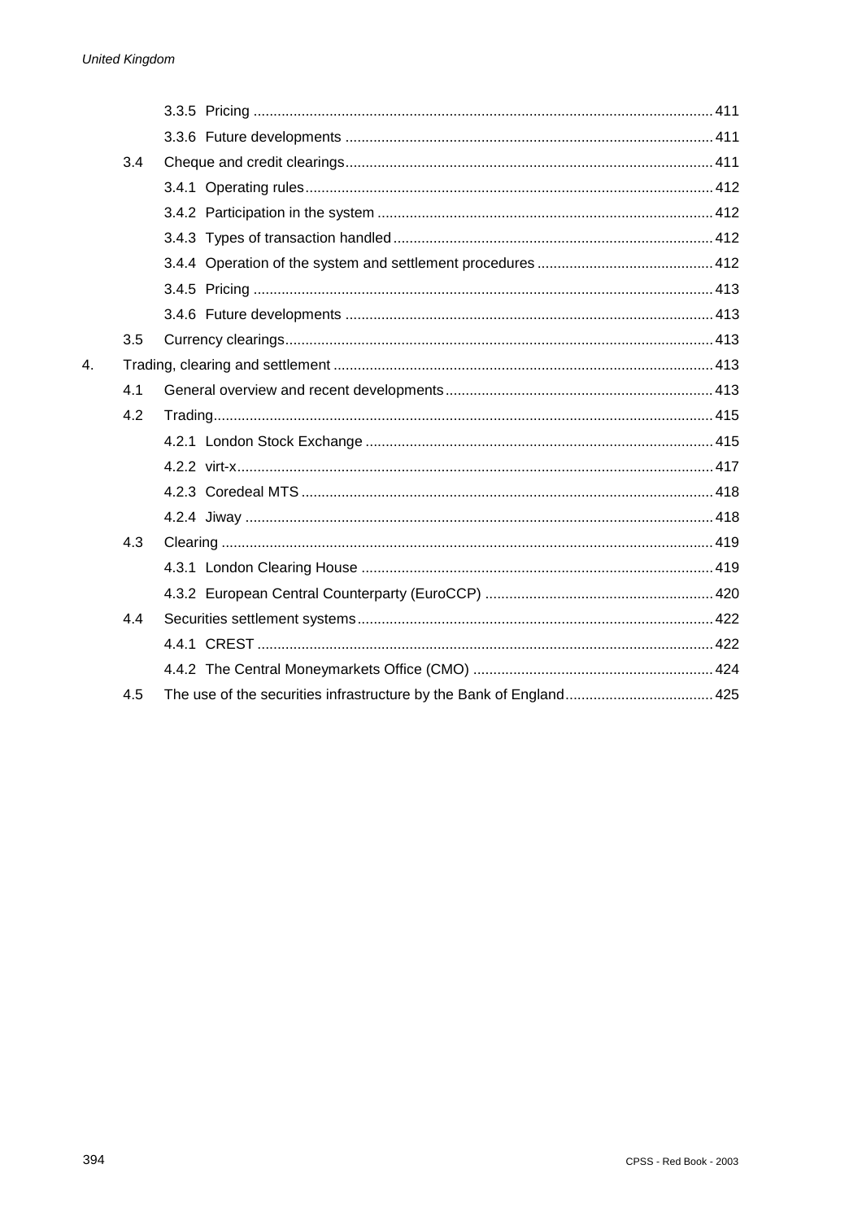3.3.5 Pricing ... 411

3.3.6 Future developments ... 411

3.4 Cheque and credit clearings ... 411

3.4.1 Operating rules ... 412

3.4.2 Participation in the system ... 412

3.4.3 Types of transaction handled ... 412

3.4.4 Operation of the system and settlement procedures ... 412

3.4.5 Pricing ... 413

3.4.6 Future developments ... 413

3.5 Currency clearings ... 413

4. Trading, clearing and settlement ... 413

4.1 General overview and recent developments ... 413

4.2 Trading ... 415

4.2.1 London Stock Exchange ... 415

4.2.2 virt-x ... 417

4.2.3 Coredeal MTS ... 418

4.2.4 Jiway ... 418

4.3 Clearing ... 419

4.3.1 London Clearing House ... 419

4.3.2 European Central Counterparty (EuroCCP) ... 420

4.4 Securities settlement systems ... 422

4.4.1 CREST ... 422

4.4.2 The Central Moneymarkets Office (CMO) ... 424

4.5 The use of the securities infrastructure by the Bank of England ... 425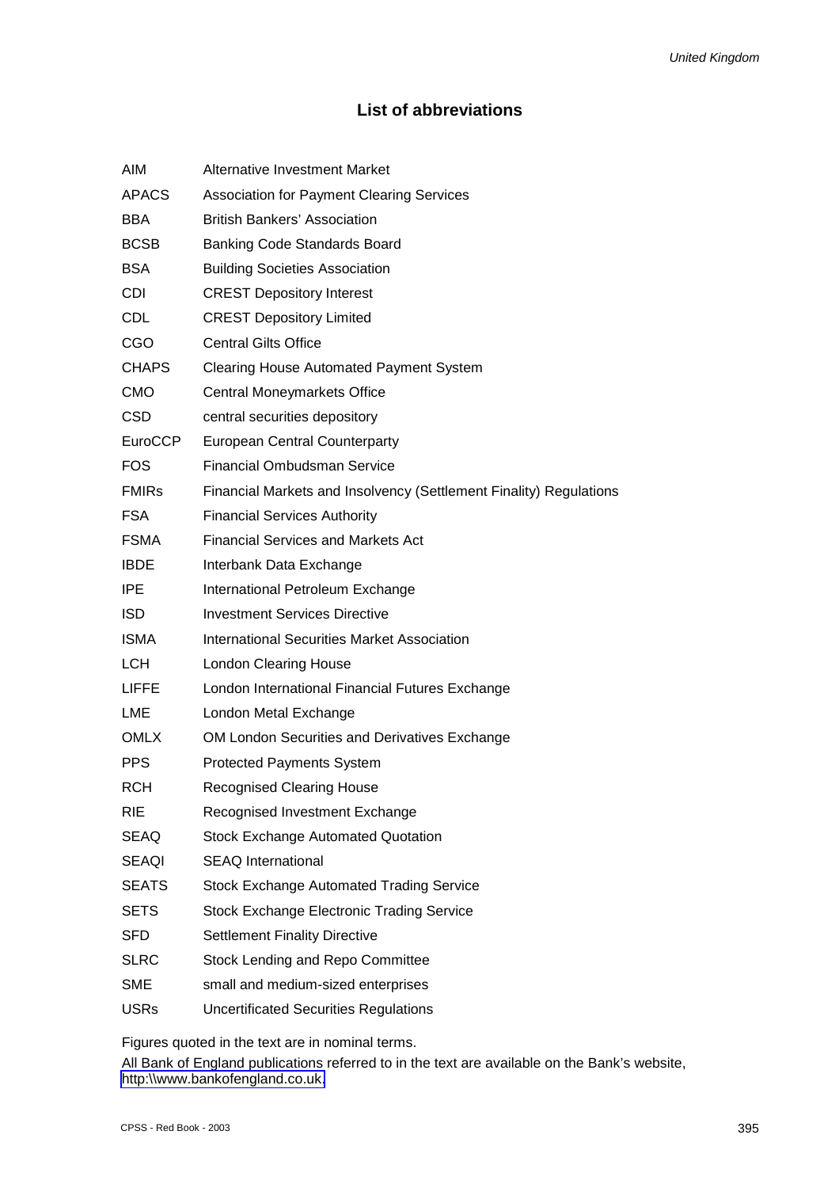## List of abbreviations

| | |
|---|---|
| AIM | Alternative Investment Market |
| APACS | Association for Payment Clearing Services |
| BBA | British Bankers' Association |
| BCSB | Banking Code Standards Board |
| BSA | Building Societies Association |
| CDI | CREST Depository Interest |
| CDL | CREST Depository Limited |
| CGO | Central Gilts Office |
| CHAPS | Clearing House Automated Payment System |
| CMO | Central Moneymarkets Office |
| CSD | central securities depository |
| EuroCCP | European Central Counterparty |
| FOS | Financial Ombudsman Service |
| FMIRs | Financial Markets and Insolvency (Settlement Finality) Regulations |
| FSA | Financial Services Authority |
| FSMA | Financial Services and Markets Act |
| IBDE | Interbank Data Exchange |
| IPE | International Petroleum Exchange |
| ISD | Investment Services Directive |
| ISMA | International Securities Market Association |
| LCH | London Clearing House |
| LIFFE | London International Financial Futures Exchange |
| LME | London Metal Exchange |
| OMLX | OM London Securities and Derivatives Exchange |
| PPS | Protected Payments System |
| RCH | Recognised Clearing House |
| RIE | Recognised Investment Exchange |
| SEAQ | Stock Exchange Automated Quotation |
| SEAQI | SEAQ International |
| SEATS | Stock Exchange Automated Trading Service |
| SETS | Stock Exchange Electronic Trading Service |
| SFD | Settlement Finality Directive |
| SLRC | Stock Lending and Repo Committee |
| SME | small and medium-sized enterprises |
| USRs | Uncertificated Securities Regulations |

Figures quoted in the text are in nominal terms.

All Bank of England publications referred to in the text are available on the Bank's website, http:\\www.bankofengland.co.uk.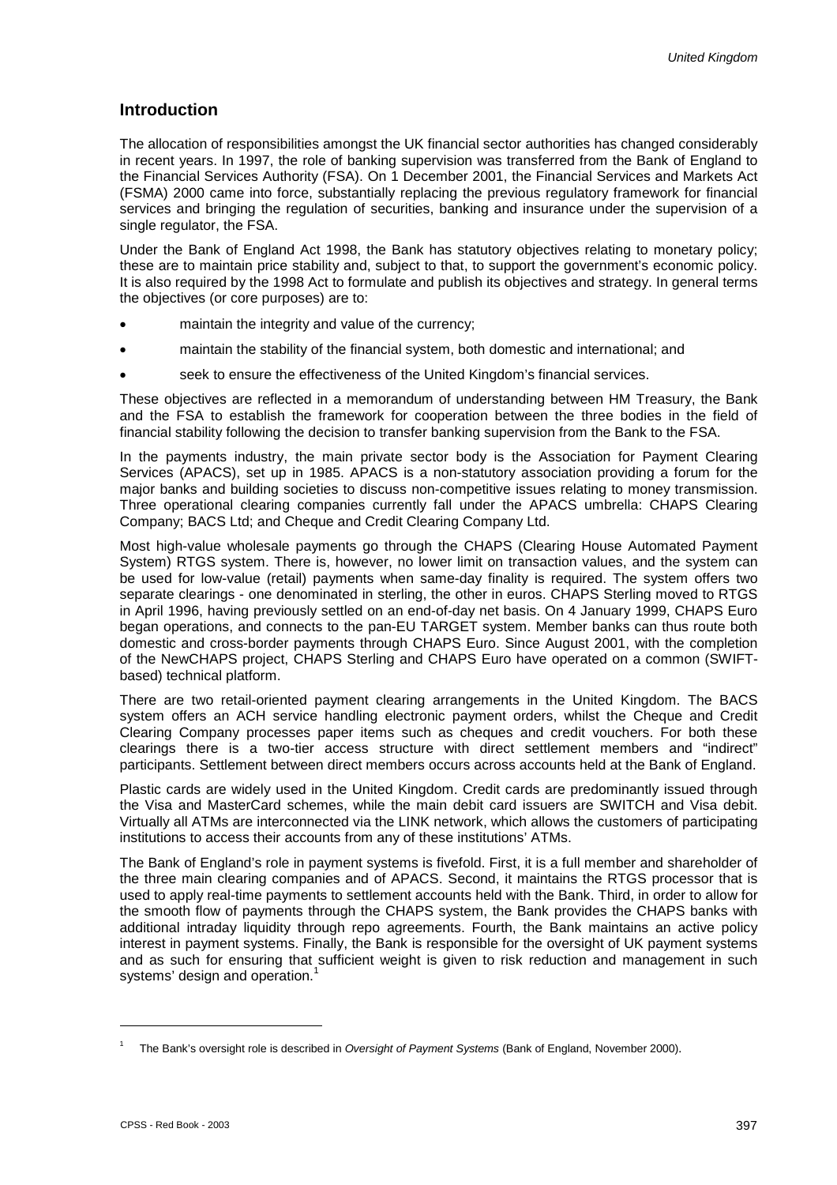## Introduction

The allocation of responsibilities amongst the UK financial sector authorities has changed considerably in recent years. In 1997, the role of banking supervision was transferred from the Bank of England to the Financial Services Authority (FSA). On 1 December 2001, the Financial Services and Markets Act (FSMA) 2000 came into force, substantially replacing the previous regulatory framework for financial services and bringing the regulation of securities, banking and insurance under the supervision of a single regulator, the FSA.

Under the Bank of England Act 1998, the Bank has statutory objectives relating to monetary policy; these are to maintain price stability and, subject to that, to support the government's economic policy. It is also required by the 1998 Act to formulate and publish its objectives and strategy. In general terms the objectives (or core purposes) are to:

- maintain the integrity and value of the currency;
- maintain the stability of the financial system, both domestic and international; and
- seek to ensure the effectiveness of the United Kingdom's financial services.

These objectives are reflected in a memorandum of understanding between HM Treasury, the Bank and the FSA to establish the framework for cooperation between the three bodies in the field of financial stability following the decision to transfer banking supervision from the Bank to the FSA.

In the payments industry, the main private sector body is the Association for Payment Clearing Services (APACS), set up in 1985. APACS is a non-statutory association providing a forum for the major banks and building societies to discuss non-competitive issues relating to money transmission. Three operational clearing companies currently fall under the APACS umbrella: CHAPS Clearing Company; BACS Ltd; and Cheque and Credit Clearing Company Ltd.

Most high-value wholesale payments go through the CHAPS (Clearing House Automated Payment System) RTGS system. There is, however, no lower limit on transaction values, and the system can be used for low-value (retail) payments when same-day finality is required. The system offers two separate clearings - one denominated in sterling, the other in euros. CHAPS Sterling moved to RTGS in April 1996, having previously settled on an end-of-day net basis. On 4 January 1999, CHAPS Euro began operations, and connects to the pan-EU TARGET system. Member banks can thus route both domestic and cross-border payments through CHAPS Euro. Since August 2001, with the completion of the NewCHAPS project, CHAPS Sterling and CHAPS Euro have operated on a common (SWIFT-based) technical platform.

There are two retail-oriented payment clearing arrangements in the United Kingdom. The BACS system offers an ACH service handling electronic payment orders, whilst the Cheque and Credit Clearing Company processes paper items such as cheques and credit vouchers. For both these clearings there is a two-tier access structure with direct settlement members and "indirect" participants. Settlement between direct members occurs across accounts held at the Bank of England.

Plastic cards are widely used in the United Kingdom. Credit cards are predominantly issued through the Visa and MasterCard schemes, while the main debit card issuers are SWITCH and Visa debit. Virtually all ATMs are interconnected via the LINK network, which allows the customers of participating institutions to access their accounts from any of these institutions' ATMs.

The Bank of England's role in payment systems is fivefold. First, it is a full member and shareholder of the three main clearing companies and of APACS. Second, it maintains the RTGS processor that is used to apply real-time payments to settlement accounts held with the Bank. Third, in order to allow for the smooth flow of payments through the CHAPS system, the Bank provides the CHAPS banks with additional intraday liquidity through repo agreements. Fourth, the Bank maintains an active policy interest in payment systems. Finally, the Bank is responsible for the oversight of UK payment systems and as such for ensuring that sufficient weight is given to risk reduction and management in such systems' design and operation.[1]

---

[1] The Bank's oversight role is described in *Oversight of Payment Systems* (Bank of England, November 2000).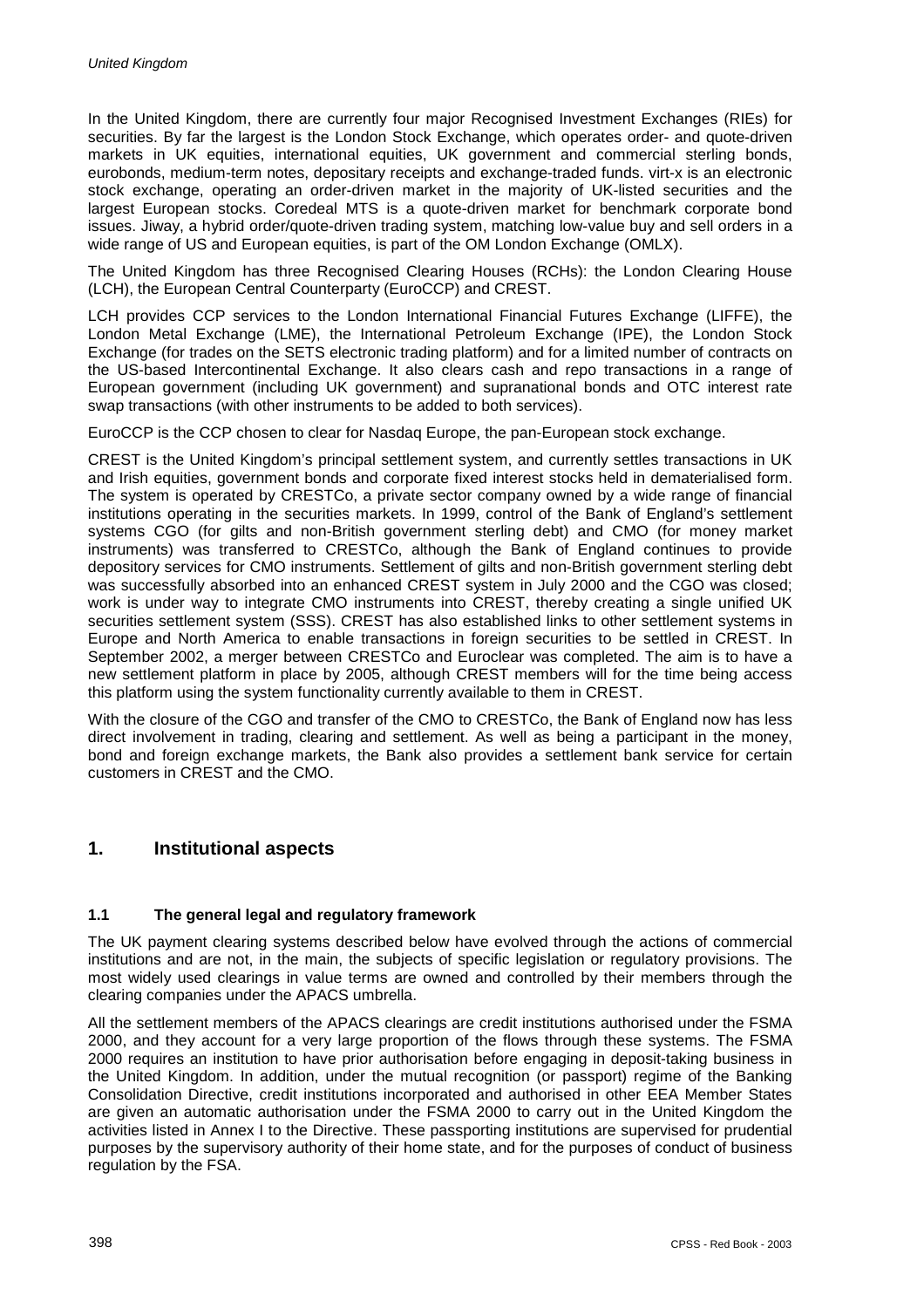In the United Kingdom, there are currently four major Recognised Investment Exchanges (RIEs) for securities. By far the largest is the London Stock Exchange, which operates order- and quote-driven markets in UK equities, international equities, UK government and commercial sterling bonds, eurobonds, medium-term notes, depositary receipts and exchange-traded funds. virt-x is an electronic stock exchange, operating an order-driven market in the majority of UK-listed securities and the largest European stocks. Coredeal MTS is a quote-driven market for benchmark corporate bond issues. Jiway, a hybrid order/quote-driven trading system, matching low-value buy and sell orders in a wide range of US and European equities, is part of the OM London Exchange (OMLX).

The United Kingdom has three Recognised Clearing Houses (RCHs): the London Clearing House (LCH), the European Central Counterparty (EuroCCP) and CREST.

LCH provides CCP services to the London International Financial Futures Exchange (LIFFE), the London Metal Exchange (LME), the International Petroleum Exchange (IPE), the London Stock Exchange (for trades on the SETS electronic trading platform) and for a limited number of contracts on the US-based Intercontinental Exchange. It also clears cash and repo transactions in a range of European government (including UK government) and supranational bonds and OTC interest rate swap transactions (with other instruments to be added to both services).

EuroCCP is the CCP chosen to clear for Nasdaq Europe, the pan-European stock exchange.

CREST is the United Kingdom's principal settlement system, and currently settles transactions in UK and Irish equities, government bonds and corporate fixed interest stocks held in dematerialised form. The system is operated by CRESTCo, a private sector company owned by a wide range of financial institutions operating in the securities markets. In 1999, control of the Bank of England's settlement systems CGO (for gilts and non-British government sterling debt) and CMO (for money market instruments) was transferred to CRESTCo, although the Bank of England continues to provide depository services for CMO instruments. Settlement of gilts and non-British government sterling debt was successfully absorbed into an enhanced CREST system in July 2000 and the CGO was closed; work is under way to integrate CMO instruments into CREST, thereby creating a single unified UK securities settlement system (SSS). CREST has also established links to other settlement systems in Europe and North America to enable transactions in foreign securities to be settled in CREST. In September 2002, a merger between CRESTCo and Euroclear was completed. The aim is to have a new settlement platform in place by 2005, although CREST members will for the time being access this platform using the system functionality currently available to them in CREST.

With the closure of the CGO and transfer of the CMO to CRESTCo, the Bank of England now has less direct involvement in trading, clearing and settlement. As well as being a participant in the money, bond and foreign exchange markets, the Bank also provides a settlement bank service for certain customers in CREST and the CMO.

## 1. Institutional aspects

### 1.1 The general legal and regulatory framework

The UK payment clearing systems described below have evolved through the actions of commercial institutions and are not, in the main, the subjects of specific legislation or regulatory provisions. The most widely used clearings in value terms are owned and controlled by their members through the clearing companies under the APACS umbrella.

All the settlement members of the APACS clearings are credit institutions authorised under the FSMA 2000, and they account for a very large proportion of the flows through these systems. The FSMA 2000 requires an institution to have prior authorisation before engaging in deposit-taking business in the United Kingdom. In addition, under the mutual recognition (or passport) regime of the Banking Consolidation Directive, credit institutions incorporated and authorised in other EEA Member States are given an automatic authorisation under the FSMA 2000 to carry out in the United Kingdom the activities listed in Annex I to the Directive. These passporting institutions are supervised for prudential purposes by the supervisory authority of their home state, and for the purposes of conduct of business regulation by the FSA.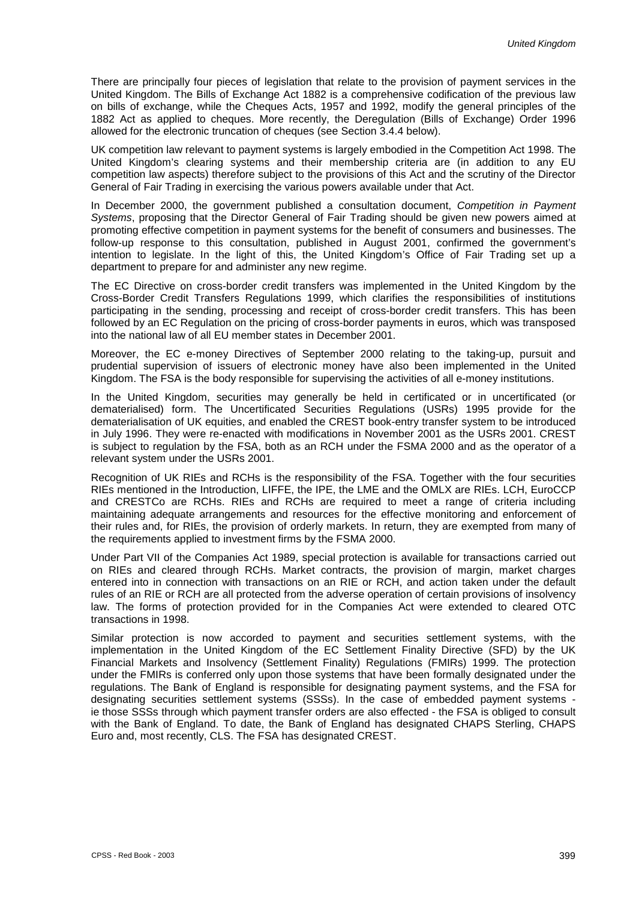There are principally four pieces of legislation that relate to the provision of payment services in the United Kingdom. The Bills of Exchange Act 1882 is a comprehensive codification of the previous law on bills of exchange, while the Cheques Acts, 1957 and 1992, modify the general principles of the 1882 Act as applied to cheques. More recently, the Deregulation (Bills of Exchange) Order 1996 allowed for the electronic truncation of cheques (see Section 3.4.4 below).

UK competition law relevant to payment systems is largely embodied in the Competition Act 1998. The United Kingdom's clearing systems and their membership criteria are (in addition to any EU competition law aspects) therefore subject to the provisions of this Act and the scrutiny of the Director General of Fair Trading in exercising the various powers available under that Act.

In December 2000, the government published a consultation document, *Competition in Payment Systems*, proposing that the Director General of Fair Trading should be given new powers aimed at promoting effective competition in payment systems for the benefit of consumers and businesses. The follow-up response to this consultation, published in August 2001, confirmed the government's intention to legislate. In the light of this, the United Kingdom's Office of Fair Trading set up a department to prepare for and administer any new regime.

The EC Directive on cross-border credit transfers was implemented in the United Kingdom by the Cross-Border Credit Transfers Regulations 1999, which clarifies the responsibilities of institutions participating in the sending, processing and receipt of cross-border credit transfers. This has been followed by an EC Regulation on the pricing of cross-border payments in euros, which was transposed into the national law of all EU member states in December 2001.

Moreover, the EC e-money Directives of September 2000 relating to the taking-up, pursuit and prudential supervision of issuers of electronic money have also been implemented in the United Kingdom. The FSA is the body responsible for supervising the activities of all e-money institutions.

In the United Kingdom, securities may generally be held in certificated or in uncertificated (or dematerialised) form. The Uncertificated Securities Regulations (USRs) 1995 provide for the dematerialisation of UK equities, and enabled the CREST book-entry transfer system to be introduced in July 1996. They were re-enacted with modifications in November 2001 as the USRs 2001. CREST is subject to regulation by the FSA, both as an RCH under the FSMA 2000 and as the operator of a relevant system under the USRs 2001.

Recognition of UK RIEs and RCHs is the responsibility of the FSA. Together with the four securities RIEs mentioned in the Introduction, LIFFE, the IPE, the LME and the OMLX are RIEs. LCH, EuroCCP and CRESTCo are RCHs. RIEs and RCHs are required to meet a range of criteria including maintaining adequate arrangements and resources for the effective monitoring and enforcement of their rules and, for RIEs, the provision of orderly markets. In return, they are exempted from many of the requirements applied to investment firms by the FSMA 2000.

Under Part VII of the Companies Act 1989, special protection is available for transactions carried out on RIEs and cleared through RCHs. Market contracts, the provision of margin, market charges entered into in connection with transactions on an RIE or RCH, and action taken under the default rules of an RIE or RCH are all protected from the adverse operation of certain provisions of insolvency law. The forms of protection provided for in the Companies Act were extended to cleared OTC transactions in 1998.

Similar protection is now accorded to payment and securities settlement systems, with the implementation in the United Kingdom of the EC Settlement Finality Directive (SFD) by the UK Financial Markets and Insolvency (Settlement Finality) Regulations (FMIRs) 1999. The protection under the FMIRs is conferred only upon those systems that have been formally designated under the regulations. The Bank of England is responsible for designating payment systems, and the FSA for designating securities settlement systems (SSSs). In the case of embedded payment systems - ie those SSSs through which payment transfer orders are also effected - the FSA is obliged to consult with the Bank of England. To date, the Bank of England has designated CHAPS Sterling, CHAPS Euro and, most recently, CLS. The FSA has designated CREST.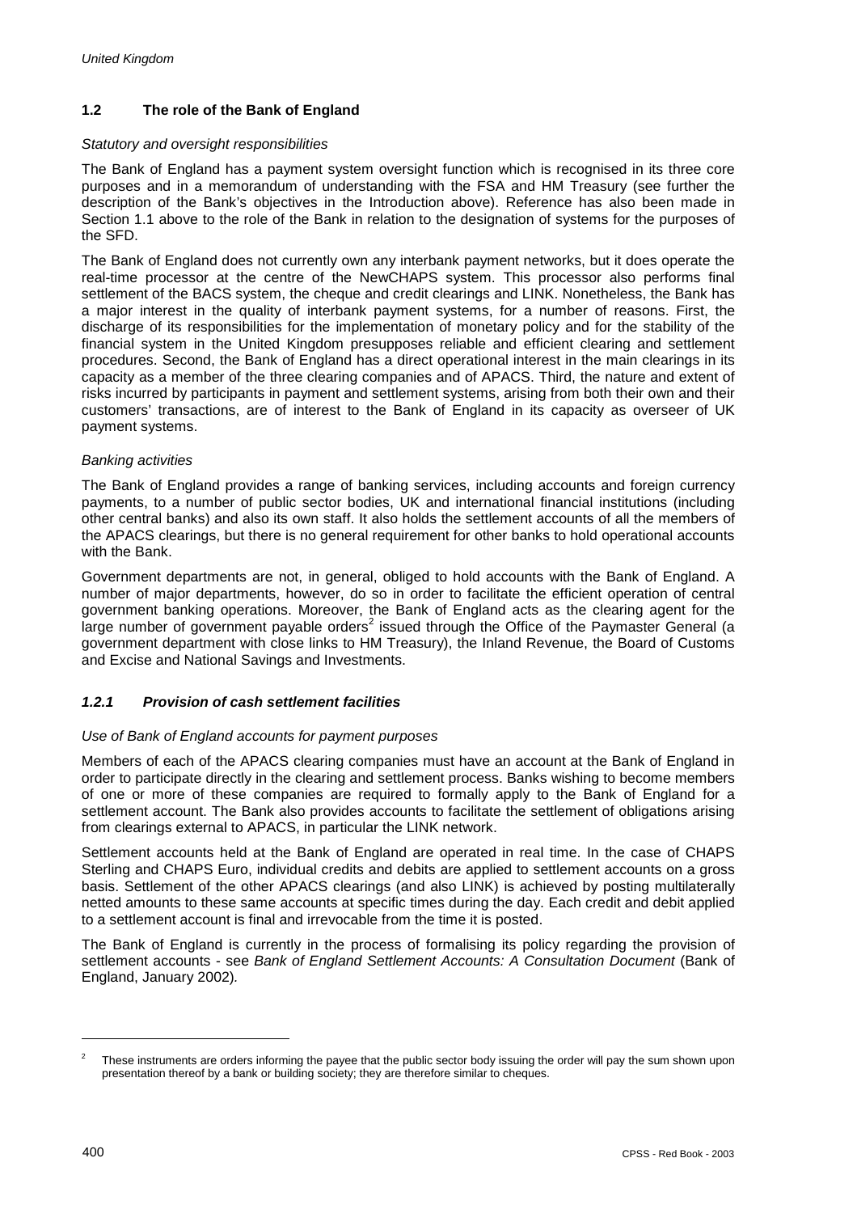## 1.2 The role of the Bank of England

*Statutory and oversight responsibilities*

The Bank of England has a payment system oversight function which is recognised in its three core purposes and in a memorandum of understanding with the FSA and HM Treasury (see further the description of the Bank's objectives in the Introduction above). Reference has also been made in Section 1.1 above to the role of the Bank in relation to the designation of systems for the purposes of the SFD.

The Bank of England does not currently own any interbank payment networks, but it does operate the real-time processor at the centre of the NewCHAPS system. This processor also performs final settlement of the BACS system, the cheque and credit clearings and LINK. Nonetheless, the Bank has a major interest in the quality of interbank payment systems, for a number of reasons. First, the discharge of its responsibilities for the implementation of monetary policy and for the stability of the financial system in the United Kingdom presupposes reliable and efficient clearing and settlement procedures. Second, the Bank of England has a direct operational interest in the main clearings in its capacity as a member of the three clearing companies and of APACS. Third, the nature and extent of risks incurred by participants in payment and settlement systems, arising from both their own and their customers' transactions, are of interest to the Bank of England in its capacity as overseer of UK payment systems.

*Banking activities*

The Bank of England provides a range of banking services, including accounts and foreign currency payments, to a number of public sector bodies, UK and international financial institutions (including other central banks) and also its own staff. It also holds the settlement accounts of all the members of the APACS clearings, but there is no general requirement for other banks to hold operational accounts with the Bank.

Government departments are not, in general, obliged to hold accounts with the Bank of England. A number of major departments, however, do so in order to facilitate the efficient operation of central government banking operations. Moreover, the Bank of England acts as the clearing agent for the large number of government payable orders[2] issued through the Office of the Paymaster General (a government department with close links to HM Treasury), the Inland Revenue, the Board of Customs and Excise and National Savings and Investments.

### *1.2.1 Provision of cash settlement facilities*

*Use of Bank of England accounts for payment purposes*

Members of each of the APACS clearing companies must have an account at the Bank of England in order to participate directly in the clearing and settlement process. Banks wishing to become members of one or more of these companies are required to formally apply to the Bank of England for a settlement account. The Bank also provides accounts to facilitate the settlement of obligations arising from clearings external to APACS, in particular the LINK network.

Settlement accounts held at the Bank of England are operated in real time. In the case of CHAPS Sterling and CHAPS Euro, individual credits and debits are applied to settlement accounts on a gross basis. Settlement of the other APACS clearings (and also LINK) is achieved by posting multilaterally netted amounts to these same accounts at specific times during the day. Each credit and debit applied to a settlement account is final and irrevocable from the time it is posted.

The Bank of England is currently in the process of formalising its policy regarding the provision of settlement accounts - see *Bank of England Settlement Accounts: A Consultation Document* (Bank of England, January 2002).

---

[2] These instruments are orders informing the payee that the public sector body issuing the order will pay the sum shown upon presentation thereof by a bank or building society; they are therefore similar to cheques.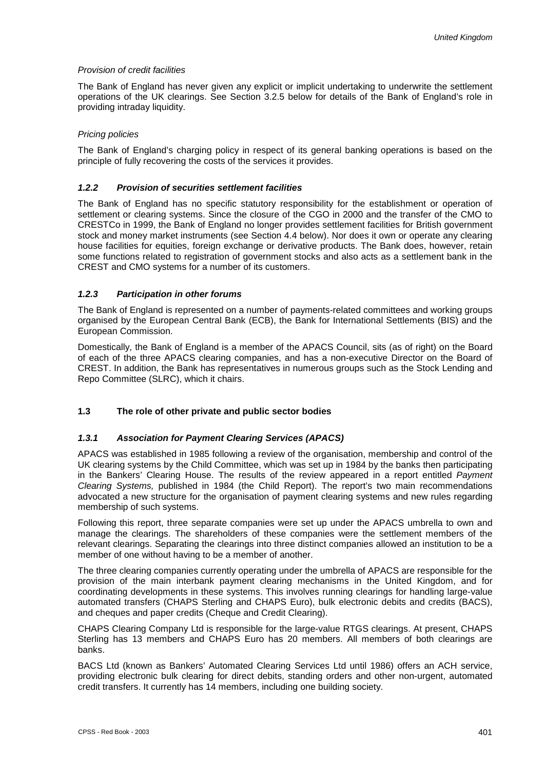*Provision of credit facilities*

The Bank of England has never given any explicit or implicit undertaking to underwrite the settlement operations of the UK clearings. See Section 3.2.5 below for details of the Bank of England's role in providing intraday liquidity.

*Pricing policies*

The Bank of England's charging policy in respect of its general banking operations is based on the principle of fully recovering the costs of the services it provides.

### *1.2.2 Provision of securities settlement facilities*

The Bank of England has no specific statutory responsibility for the establishment or operation of settlement or clearing systems. Since the closure of the CGO in 2000 and the transfer of the CMO to CRESTCo in 1999, the Bank of England no longer provides settlement facilities for British government stock and money market instruments (see Section 4.4 below). Nor does it own or operate any clearing house facilities for equities, foreign exchange or derivative products. The Bank does, however, retain some functions related to registration of government stocks and also acts as a settlement bank in the CREST and CMO systems for a number of its customers.

### *1.2.3 Participation in other forums*

The Bank of England is represented on a number of payments-related committees and working groups organised by the European Central Bank (ECB), the Bank for International Settlements (BIS) and the European Commission.

Domestically, the Bank of England is a member of the APACS Council, sits (as of right) on the Board of each of the three APACS clearing companies, and has a non-executive Director on the Board of CREST. In addition, the Bank has representatives in numerous groups such as the Stock Lending and Repo Committee (SLRC), which it chairs.

## 1.3 The role of other private and public sector bodies

### *1.3.1 Association for Payment Clearing Services (APACS)*

APACS was established in 1985 following a review of the organisation, membership and control of the UK clearing systems by the Child Committee, which was set up in 1984 by the banks then participating in the Bankers' Clearing House. The results of the review appeared in a report entitled *Payment Clearing Systems,* published in 1984 (the Child Report). The report's two main recommendations advocated a new structure for the organisation of payment clearing systems and new rules regarding membership of such systems.

Following this report, three separate companies were set up under the APACS umbrella to own and manage the clearings. The shareholders of these companies were the settlement members of the relevant clearings. Separating the clearings into three distinct companies allowed an institution to be a member of one without having to be a member of another.

The three clearing companies currently operating under the umbrella of APACS are responsible for the provision of the main interbank payment clearing mechanisms in the United Kingdom, and for coordinating developments in these systems. This involves running clearings for handling large-value automated transfers (CHAPS Sterling and CHAPS Euro), bulk electronic debits and credits (BACS), and cheques and paper credits (Cheque and Credit Clearing).

CHAPS Clearing Company Ltd is responsible for the large-value RTGS clearings. At present, CHAPS Sterling has 13 members and CHAPS Euro has 20 members. All members of both clearings are banks.

BACS Ltd (known as Bankers' Automated Clearing Services Ltd until 1986) offers an ACH service, providing electronic bulk clearing for direct debits, standing orders and other non-urgent, automated credit transfers. It currently has 14 members, including one building society.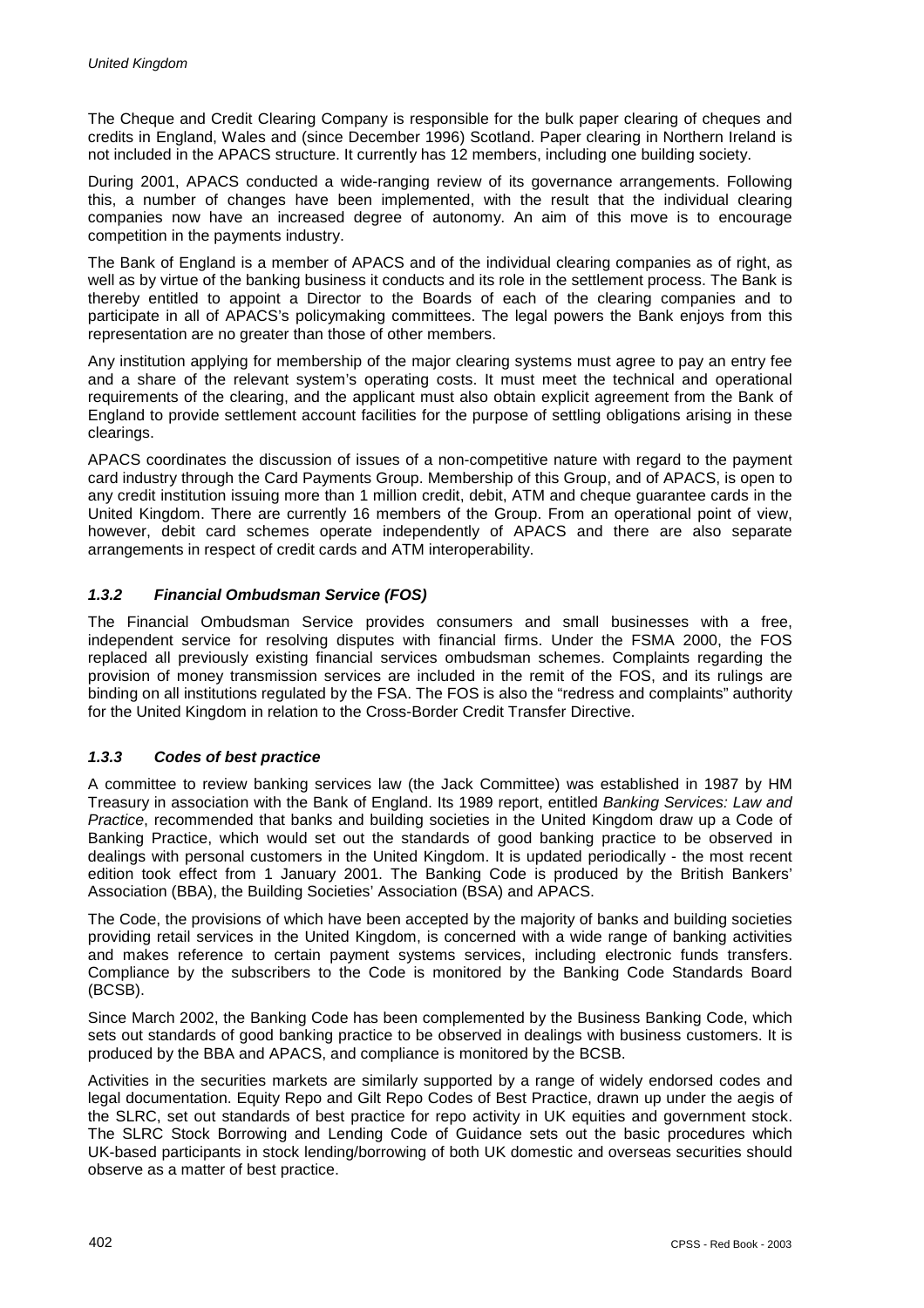The Cheque and Credit Clearing Company is responsible for the bulk paper clearing of cheques and credits in England, Wales and (since December 1996) Scotland. Paper clearing in Northern Ireland is not included in the APACS structure. It currently has 12 members, including one building society.

During 2001, APACS conducted a wide-ranging review of its governance arrangements. Following this, a number of changes have been implemented, with the result that the individual clearing companies now have an increased degree of autonomy. An aim of this move is to encourage competition in the payments industry.

The Bank of England is a member of APACS and of the individual clearing companies as of right, as well as by virtue of the banking business it conducts and its role in the settlement process. The Bank is thereby entitled to appoint a Director to the Boards of each of the clearing companies and to participate in all of APACS's policymaking committees. The legal powers the Bank enjoys from this representation are no greater than those of other members.

Any institution applying for membership of the major clearing systems must agree to pay an entry fee and a share of the relevant system's operating costs. It must meet the technical and operational requirements of the clearing, and the applicant must also obtain explicit agreement from the Bank of England to provide settlement account facilities for the purpose of settling obligations arising in these clearings.

APACS coordinates the discussion of issues of a non-competitive nature with regard to the payment card industry through the Card Payments Group. Membership of this Group, and of APACS, is open to any credit institution issuing more than 1 million credit, debit, ATM and cheque guarantee cards in the United Kingdom. There are currently 16 members of the Group. From an operational point of view, however, debit card schemes operate independently of APACS and there are also separate arrangements in respect of credit cards and ATM interoperability.

### *1.3.2 Financial Ombudsman Service (FOS)*

The Financial Ombudsman Service provides consumers and small businesses with a free, independent service for resolving disputes with financial firms. Under the FSMA 2000, the FOS replaced all previously existing financial services ombudsman schemes. Complaints regarding the provision of money transmission services are included in the remit of the FOS, and its rulings are binding on all institutions regulated by the FSA. The FOS is also the "redress and complaints" authority for the United Kingdom in relation to the Cross-Border Credit Transfer Directive.

### *1.3.3 Codes of best practice*

A committee to review banking services law (the Jack Committee) was established in 1987 by HM Treasury in association with the Bank of England. Its 1989 report, entitled *Banking Services: Law and Practice*, recommended that banks and building societies in the United Kingdom draw up a Code of Banking Practice, which would set out the standards of good banking practice to be observed in dealings with personal customers in the United Kingdom. It is updated periodically - the most recent edition took effect from 1 January 2001. The Banking Code is produced by the British Bankers' Association (BBA), the Building Societies' Association (BSA) and APACS.

The Code, the provisions of which have been accepted by the majority of banks and building societies providing retail services in the United Kingdom, is concerned with a wide range of banking activities and makes reference to certain payment systems services, including electronic funds transfers. Compliance by the subscribers to the Code is monitored by the Banking Code Standards Board (BCSB).

Since March 2002, the Banking Code has been complemented by the Business Banking Code, which sets out standards of good banking practice to be observed in dealings with business customers. It is produced by the BBA and APACS, and compliance is monitored by the BCSB.

Activities in the securities markets are similarly supported by a range of widely endorsed codes and legal documentation. Equity Repo and Gilt Repo Codes of Best Practice, drawn up under the aegis of the SLRC, set out standards of best practice for repo activity in UK equities and government stock. The SLRC Stock Borrowing and Lending Code of Guidance sets out the basic procedures which UK-based participants in stock lending/borrowing of both UK domestic and overseas securities should observe as a matter of best practice.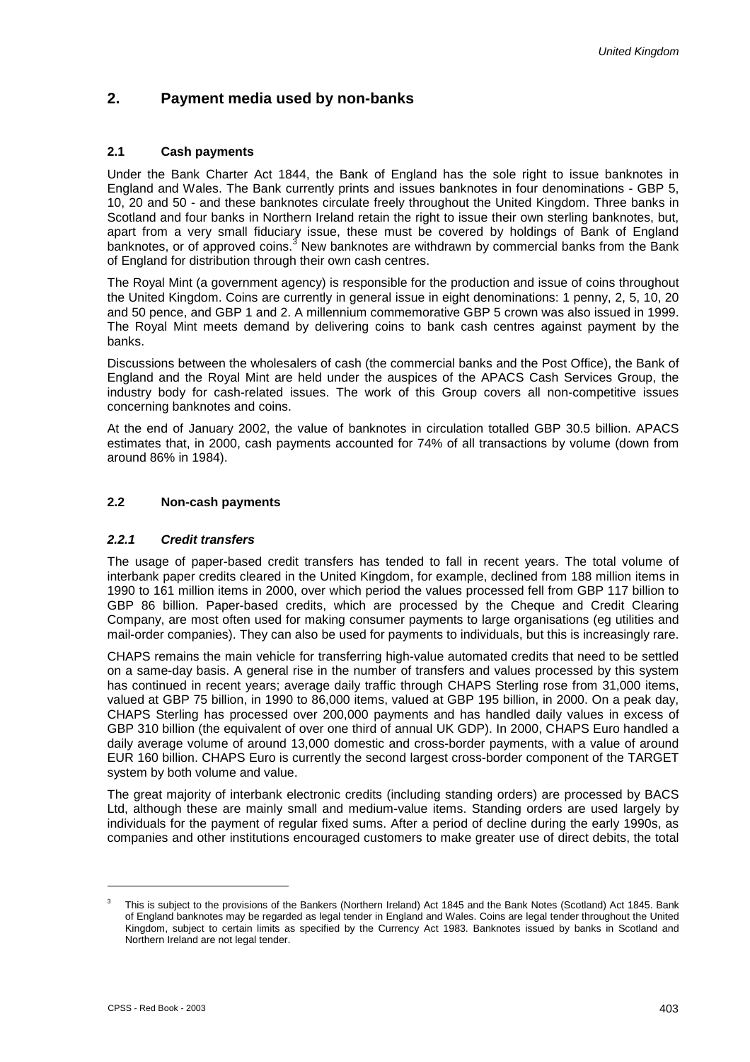## 2. Payment media used by non-banks

### 2.1 Cash payments

Under the Bank Charter Act 1844, the Bank of England has the sole right to issue banknotes in England and Wales. The Bank currently prints and issues banknotes in four denominations - GBP 5, 10, 20 and 50 - and these banknotes circulate freely throughout the United Kingdom. Three banks in Scotland and four banks in Northern Ireland retain the right to issue their own sterling banknotes, but, apart from a very small fiduciary issue, these must be covered by holdings of Bank of England banknotes, or of approved coins.[3] New banknotes are withdrawn by commercial banks from the Bank of England for distribution through their own cash centres.

The Royal Mint (a government agency) is responsible for the production and issue of coins throughout the United Kingdom. Coins are currently in general issue in eight denominations: 1 penny, 2, 5, 10, 20 and 50 pence, and GBP 1 and 2. A millennium commemorative GBP 5 crown was also issued in 1999. The Royal Mint meets demand by delivering coins to bank cash centres against payment by the banks.

Discussions between the wholesalers of cash (the commercial banks and the Post Office), the Bank of England and the Royal Mint are held under the auspices of the APACS Cash Services Group, the industry body for cash-related issues. The work of this Group covers all non-competitive issues concerning banknotes and coins.

At the end of January 2002, the value of banknotes in circulation totalled GBP 30.5 billion. APACS estimates that, in 2000, cash payments accounted for 74% of all transactions by volume (down from around 86% in 1984).

### 2.2 Non-cash payments

#### *2.2.1 Credit transfers*

The usage of paper-based credit transfers has tended to fall in recent years. The total volume of interbank paper credits cleared in the United Kingdom, for example, declined from 188 million items in 1990 to 161 million items in 2000, over which period the values processed fell from GBP 117 billion to GBP 86 billion. Paper-based credits, which are processed by the Cheque and Credit Clearing Company, are most often used for making consumer payments to large organisations (eg utilities and mail-order companies). They can also be used for payments to individuals, but this is increasingly rare.

CHAPS remains the main vehicle for transferring high-value automated credits that need to be settled on a same-day basis. A general rise in the number of transfers and values processed by this system has continued in recent years; average daily traffic through CHAPS Sterling rose from 31,000 items, valued at GBP 75 billion, in 1990 to 86,000 items, valued at GBP 195 billion, in 2000. On a peak day, CHAPS Sterling has processed over 200,000 payments and has handled daily values in excess of GBP 310 billion (the equivalent of over one third of annual UK GDP). In 2000, CHAPS Euro handled a daily average volume of around 13,000 domestic and cross-border payments, with a value of around EUR 160 billion. CHAPS Euro is currently the second largest cross-border component of the TARGET system by both volume and value.

The great majority of interbank electronic credits (including standing orders) are processed by BACS Ltd, although these are mainly small and medium-value items. Standing orders are used largely by individuals for the payment of regular fixed sums. After a period of decline during the early 1990s, as companies and other institutions encouraged customers to make greater use of direct debits, the total

---

[3] This is subject to the provisions of the Bankers (Northern Ireland) Act 1845 and the Bank Notes (Scotland) Act 1845. Bank of England banknotes may be regarded as legal tender in England and Wales. Coins are legal tender throughout the United Kingdom, subject to certain limits as specified by the Currency Act 1983. Banknotes issued by banks in Scotland and Northern Ireland are not legal tender.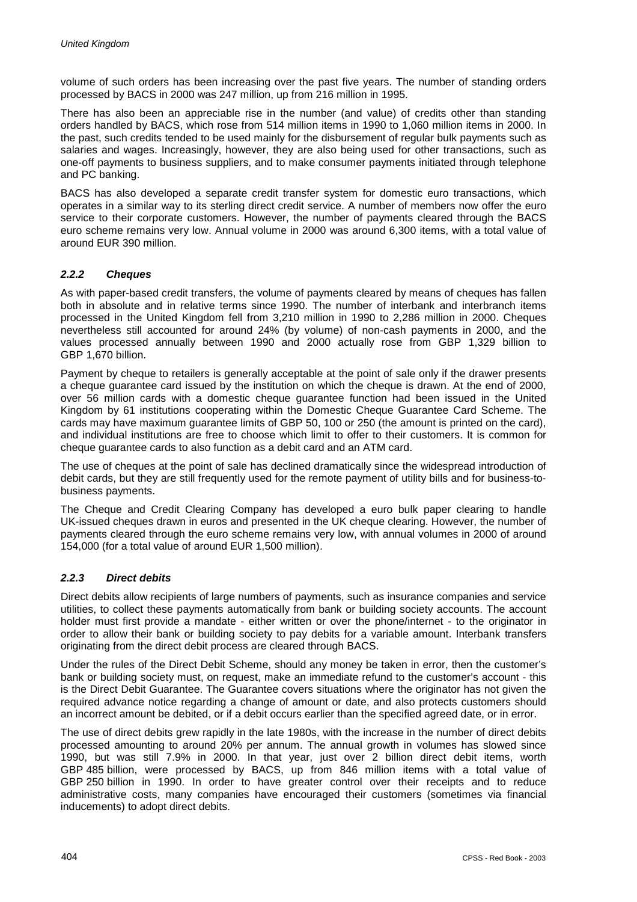volume of such orders has been increasing over the past five years. The number of standing orders processed by BACS in 2000 was 247 million, up from 216 million in 1995.

There has also been an appreciable rise in the number (and value) of credits other than standing orders handled by BACS, which rose from 514 million items in 1990 to 1,060 million items in 2000. In the past, such credits tended to be used mainly for the disbursement of regular bulk payments such as salaries and wages. Increasingly, however, they are also being used for other transactions, such as one-off payments to business suppliers, and to make consumer payments initiated through telephone and PC banking.

BACS has also developed a separate credit transfer system for domestic euro transactions, which operates in a similar way to its sterling direct credit service. A number of members now offer the euro service to their corporate customers. However, the number of payments cleared through the BACS euro scheme remains very low. Annual volume in 2000 was around 6,300 items, with a total value of around EUR 390 million.

### *2.2.2 Cheques*

As with paper-based credit transfers, the volume of payments cleared by means of cheques has fallen both in absolute and in relative terms since 1990. The number of interbank and interbranch items processed in the United Kingdom fell from 3,210 million in 1990 to 2,286 million in 2000. Cheques nevertheless still accounted for around 24% (by volume) of non-cash payments in 2000, and the values processed annually between 1990 and 2000 actually rose from GBP 1,329 billion to GBP 1,670 billion.

Payment by cheque to retailers is generally acceptable at the point of sale only if the drawer presents a cheque guarantee card issued by the institution on which the cheque is drawn. At the end of 2000, over 56 million cards with a domestic cheque guarantee function had been issued in the United Kingdom by 61 institutions cooperating within the Domestic Cheque Guarantee Card Scheme. The cards may have maximum guarantee limits of GBP 50, 100 or 250 (the amount is printed on the card), and individual institutions are free to choose which limit to offer to their customers. It is common for cheque guarantee cards to also function as a debit card and an ATM card.

The use of cheques at the point of sale has declined dramatically since the widespread introduction of debit cards, but they are still frequently used for the remote payment of utility bills and for business-to-business payments.

The Cheque and Credit Clearing Company has developed a euro bulk paper clearing to handle UK-issued cheques drawn in euros and presented in the UK cheque clearing. However, the number of payments cleared through the euro scheme remains very low, with annual volumes in 2000 of around 154,000 (for a total value of around EUR 1,500 million).

### *2.2.3 Direct debits*

Direct debits allow recipients of large numbers of payments, such as insurance companies and service utilities, to collect these payments automatically from bank or building society accounts. The account holder must first provide a mandate - either written or over the phone/internet - to the originator in order to allow their bank or building society to pay debits for a variable amount. Interbank transfers originating from the direct debit process are cleared through BACS.

Under the rules of the Direct Debit Scheme, should any money be taken in error, then the customer's bank or building society must, on request, make an immediate refund to the customer's account - this is the Direct Debit Guarantee. The Guarantee covers situations where the originator has not given the required advance notice regarding a change of amount or date, and also protects customers should an incorrect amount be debited, or if a debit occurs earlier than the specified agreed date, or in error.

The use of direct debits grew rapidly in the late 1980s, with the increase in the number of direct debits processed amounting to around 20% per annum. The annual growth in volumes has slowed since 1990, but was still 7.9% in 2000. In that year, just over 2 billion direct debit items, worth GBP 485 billion, were processed by BACS, up from 846 million items with a total value of GBP 250 billion in 1990. In order to have greater control over their receipts and to reduce administrative costs, many companies have encouraged their customers (sometimes via financial inducements) to adopt direct debits.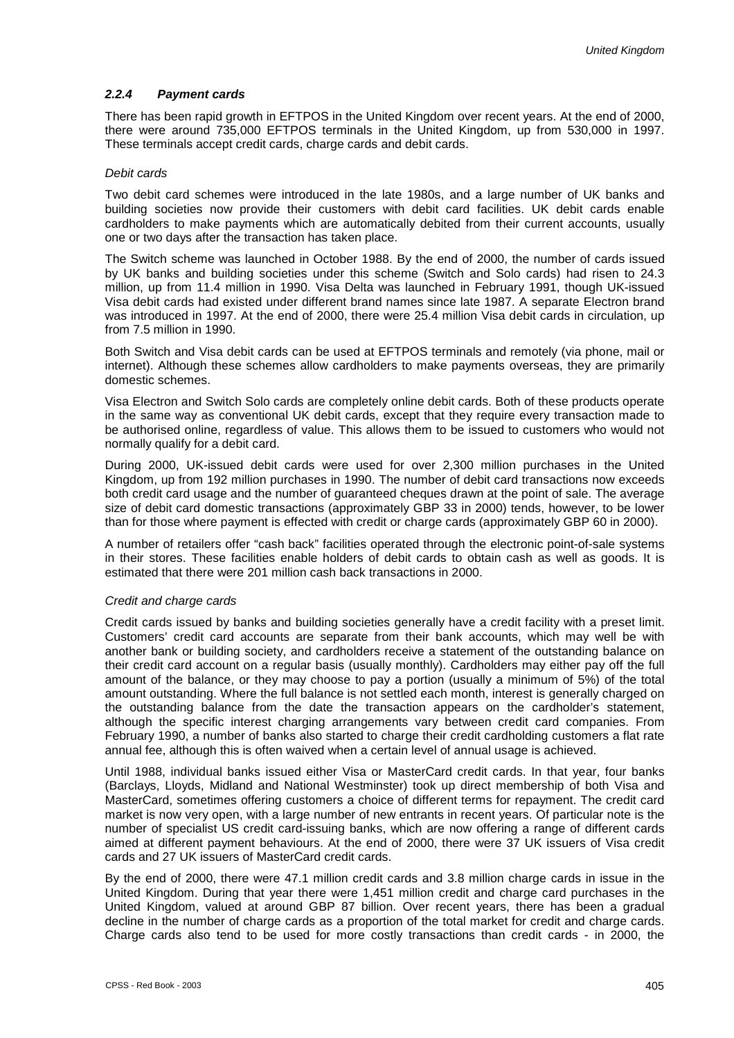#### *2.2.4 Payment cards*

There has been rapid growth in EFTPOS in the United Kingdom over recent years. At the end of 2000, there were around 735,000 EFTPOS terminals in the United Kingdom, up from 530,000 in 1997. These terminals accept credit cards, charge cards and debit cards.

*Debit cards*

Two debit card schemes were introduced in the late 1980s, and a large number of UK banks and building societies now provide their customers with debit card facilities. UK debit cards enable cardholders to make payments which are automatically debited from their current accounts, usually one or two days after the transaction has taken place.

The Switch scheme was launched in October 1988. By the end of 2000, the number of cards issued by UK banks and building societies under this scheme (Switch and Solo cards) had risen to 24.3 million, up from 11.4 million in 1990. Visa Delta was launched in February 1991, though UK-issued Visa debit cards had existed under different brand names since late 1987. A separate Electron brand was introduced in 1997. At the end of 2000, there were 25.4 million Visa debit cards in circulation, up from 7.5 million in 1990.

Both Switch and Visa debit cards can be used at EFTPOS terminals and remotely (via phone, mail or internet). Although these schemes allow cardholders to make payments overseas, they are primarily domestic schemes.

Visa Electron and Switch Solo cards are completely online debit cards. Both of these products operate in the same way as conventional UK debit cards, except that they require every transaction made to be authorised online, regardless of value. This allows them to be issued to customers who would not normally qualify for a debit card.

During 2000, UK-issued debit cards were used for over 2,300 million purchases in the United Kingdom, up from 192 million purchases in 1990. The number of debit card transactions now exceeds both credit card usage and the number of guaranteed cheques drawn at the point of sale. The average size of debit card domestic transactions (approximately GBP 33 in 2000) tends, however, to be lower than for those where payment is effected with credit or charge cards (approximately GBP 60 in 2000).

A number of retailers offer "cash back" facilities operated through the electronic point-of-sale systems in their stores. These facilities enable holders of debit cards to obtain cash as well as goods. It is estimated that there were 201 million cash back transactions in 2000.

*Credit and charge cards*

Credit cards issued by banks and building societies generally have a credit facility with a preset limit. Customers' credit card accounts are separate from their bank accounts, which may well be with another bank or building society, and cardholders receive a statement of the outstanding balance on their credit card account on a regular basis (usually monthly). Cardholders may either pay off the full amount of the balance, or they may choose to pay a portion (usually a minimum of 5%) of the total amount outstanding. Where the full balance is not settled each month, interest is generally charged on the outstanding balance from the date the transaction appears on the cardholder's statement, although the specific interest charging arrangements vary between credit card companies. From February 1990, a number of banks also started to charge their credit cardholding customers a flat rate annual fee, although this is often waived when a certain level of annual usage is achieved.

Until 1988, individual banks issued either Visa or MasterCard credit cards. In that year, four banks (Barclays, Lloyds, Midland and National Westminster) took up direct membership of both Visa and MasterCard, sometimes offering customers a choice of different terms for repayment. The credit card market is now very open, with a large number of new entrants in recent years. Of particular note is the number of specialist US credit card-issuing banks, which are now offering a range of different cards aimed at different payment behaviours. At the end of 2000, there were 37 UK issuers of Visa credit cards and 27 UK issuers of MasterCard credit cards.

By the end of 2000, there were 47.1 million credit cards and 3.8 million charge cards in issue in the United Kingdom. During that year there were 1,451 million credit and charge card purchases in the United Kingdom, valued at around GBP 87 billion. Over recent years, there has been a gradual decline in the number of charge cards as a proportion of the total market for credit and charge cards. Charge cards also tend to be used for more costly transactions than credit cards - in 2000, the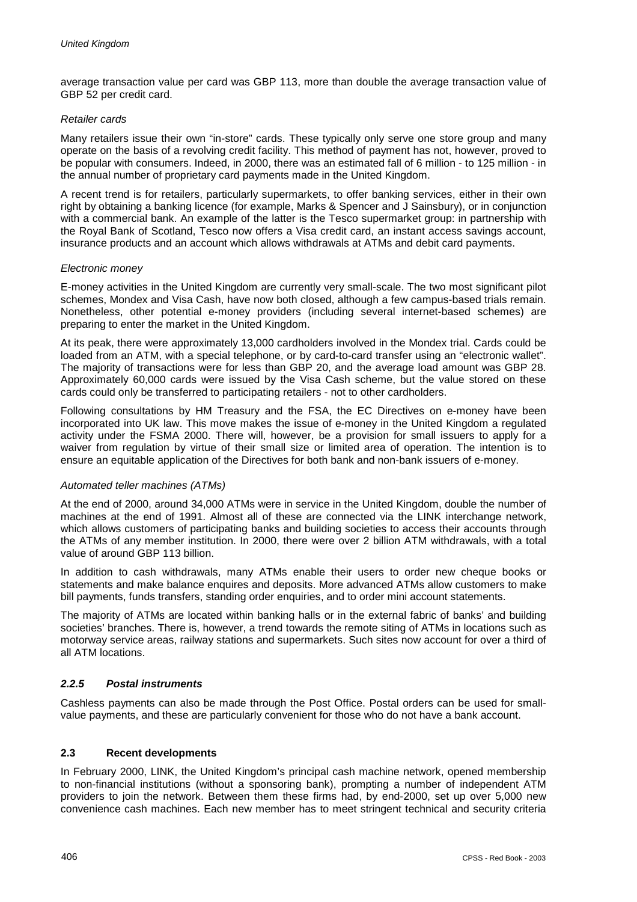average transaction value per card was GBP 113, more than double the average transaction value of GBP 52 per credit card.

*Retailer cards*

Many retailers issue their own "in-store" cards. These typically only serve one store group and many operate on the basis of a revolving credit facility. This method of payment has not, however, proved to be popular with consumers. Indeed, in 2000, there was an estimated fall of 6 million - to 125 million - in the annual number of proprietary card payments made in the United Kingdom.

A recent trend is for retailers, particularly supermarkets, to offer banking services, either in their own right by obtaining a banking licence (for example, Marks & Spencer and J Sainsbury), or in conjunction with a commercial bank. An example of the latter is the Tesco supermarket group: in partnership with the Royal Bank of Scotland, Tesco now offers a Visa credit card, an instant access savings account, insurance products and an account which allows withdrawals at ATMs and debit card payments.

*Electronic money*

E-money activities in the United Kingdom are currently very small-scale. The two most significant pilot schemes, Mondex and Visa Cash, have now both closed, although a few campus-based trials remain. Nonetheless, other potential e-money providers (including several internet-based schemes) are preparing to enter the market in the United Kingdom.

At its peak, there were approximately 13,000 cardholders involved in the Mondex trial. Cards could be loaded from an ATM, with a special telephone, or by card-to-card transfer using an "electronic wallet". The majority of transactions were for less than GBP 20, and the average load amount was GBP 28. Approximately 60,000 cards were issued by the Visa Cash scheme, but the value stored on these cards could only be transferred to participating retailers - not to other cardholders.

Following consultations by HM Treasury and the FSA, the EC Directives on e-money have been incorporated into UK law. This move makes the issue of e-money in the United Kingdom a regulated activity under the FSMA 2000. There will, however, be a provision for small issuers to apply for a waiver from regulation by virtue of their small size or limited area of operation. The intention is to ensure an equitable application of the Directives for both bank and non-bank issuers of e-money.

*Automated teller machines (ATMs)*

At the end of 2000, around 34,000 ATMs were in service in the United Kingdom, double the number of machines at the end of 1991. Almost all of these are connected via the LINK interchange network, which allows customers of participating banks and building societies to access their accounts through the ATMs of any member institution. In 2000, there were over 2 billion ATM withdrawals, with a total value of around GBP 113 billion.

In addition to cash withdrawals, many ATMs enable their users to order new cheque books or statements and make balance enquires and deposits. More advanced ATMs allow customers to make bill payments, funds transfers, standing order enquiries, and to order mini account statements.

The majority of ATMs are located within banking halls or in the external fabric of banks' and building societies' branches. There is, however, a trend towards the remote siting of ATMs in locations such as motorway service areas, railway stations and supermarkets. Such sites now account for over a third of all ATM locations.

#### *2.2.5 Postal instruments*

Cashless payments can also be made through the Post Office. Postal orders can be used for small-value payments, and these are particularly convenient for those who do not have a bank account.

### 2.3 Recent developments

In February 2000, LINK, the United Kingdom's principal cash machine network, opened membership to non-financial institutions (without a sponsoring bank), prompting a number of independent ATM providers to join the network. Between them these firms had, by end-2000, set up over 5,000 new convenience cash machines. Each new member has to meet stringent technical and security criteria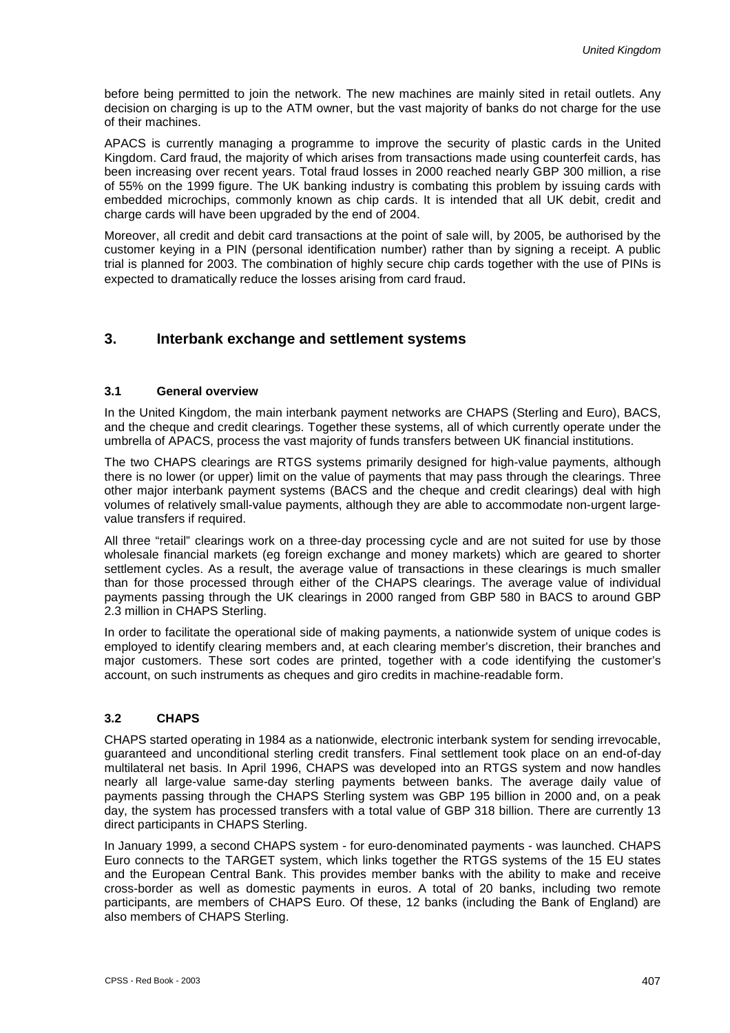before being permitted to join the network. The new machines are mainly sited in retail outlets. Any decision on charging is up to the ATM owner, but the vast majority of banks do not charge for the use of their machines.

APACS is currently managing a programme to improve the security of plastic cards in the United Kingdom. Card fraud, the majority of which arises from transactions made using counterfeit cards, has been increasing over recent years. Total fraud losses in 2000 reached nearly GBP 300 million, a rise of 55% on the 1999 figure. The UK banking industry is combating this problem by issuing cards with embedded microchips, commonly known as chip cards. It is intended that all UK debit, credit and charge cards will have been upgraded by the end of 2004.

Moreover, all credit and debit card transactions at the point of sale will, by 2005, be authorised by the customer keying in a PIN (personal identification number) rather than by signing a receipt. A public trial is planned for 2003. The combination of highly secure chip cards together with the use of PINs is expected to dramatically reduce the losses arising from card fraud.

## 3. Interbank exchange and settlement systems

### 3.1 General overview

In the United Kingdom, the main interbank payment networks are CHAPS (Sterling and Euro), BACS, and the cheque and credit clearings. Together these systems, all of which currently operate under the umbrella of APACS, process the vast majority of funds transfers between UK financial institutions.

The two CHAPS clearings are RTGS systems primarily designed for high-value payments, although there is no lower (or upper) limit on the value of payments that may pass through the clearings. Three other major interbank payment systems (BACS and the cheque and credit clearings) deal with high volumes of relatively small-value payments, although they are able to accommodate non-urgent large-value transfers if required.

All three "retail" clearings work on a three-day processing cycle and are not suited for use by those wholesale financial markets (eg foreign exchange and money markets) which are geared to shorter settlement cycles. As a result, the average value of transactions in these clearings is much smaller than for those processed through either of the CHAPS clearings. The average value of individual payments passing through the UK clearings in 2000 ranged from GBP 580 in BACS to around GBP 2.3 million in CHAPS Sterling.

In order to facilitate the operational side of making payments, a nationwide system of unique codes is employed to identify clearing members and, at each clearing member's discretion, their branches and major customers. These sort codes are printed, together with a code identifying the customer's account, on such instruments as cheques and giro credits in machine-readable form.

### 3.2 CHAPS

CHAPS started operating in 1984 as a nationwide, electronic interbank system for sending irrevocable, guaranteed and unconditional sterling credit transfers. Final settlement took place on an end-of-day multilateral net basis. In April 1996, CHAPS was developed into an RTGS system and now handles nearly all large-value same-day sterling payments between banks. The average daily value of payments passing through the CHAPS Sterling system was GBP 195 billion in 2000 and, on a peak day, the system has processed transfers with a total value of GBP 318 billion. There are currently 13 direct participants in CHAPS Sterling.

In January 1999, a second CHAPS system - for euro-denominated payments - was launched. CHAPS Euro connects to the TARGET system, which links together the RTGS systems of the 15 EU states and the European Central Bank. This provides member banks with the ability to make and receive cross-border as well as domestic payments in euros. A total of 20 banks, including two remote participants, are members of CHAPS Euro. Of these, 12 banks (including the Bank of England) are also members of CHAPS Sterling.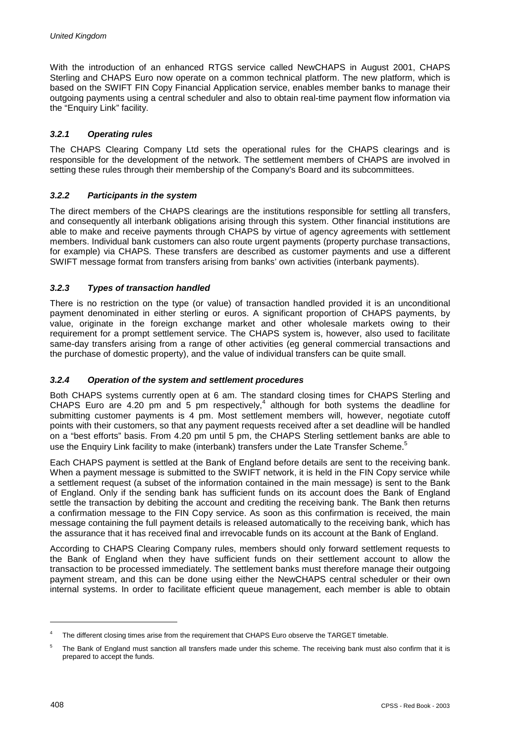With the introduction of an enhanced RTGS service called NewCHAPS in August 2001, CHAPS Sterling and CHAPS Euro now operate on a common technical platform. The new platform, which is based on the SWIFT FIN Copy Financial Application service, enables member banks to manage their outgoing payments using a central scheduler and also to obtain real-time payment flow information via the "Enquiry Link" facility.

### *3.2.1 Operating rules*

The CHAPS Clearing Company Ltd sets the operational rules for the CHAPS clearings and is responsible for the development of the network. The settlement members of CHAPS are involved in setting these rules through their membership of the Company's Board and its subcommittees.

### *3.2.2 Participants in the system*

The direct members of the CHAPS clearings are the institutions responsible for settling all transfers, and consequently all interbank obligations arising through this system. Other financial institutions are able to make and receive payments through CHAPS by virtue of agency agreements with settlement members. Individual bank customers can also route urgent payments (property purchase transactions, for example) via CHAPS. These transfers are described as customer payments and use a different SWIFT message format from transfers arising from banks' own activities (interbank payments).

### *3.2.3 Types of transaction handled*

There is no restriction on the type (or value) of transaction handled provided it is an unconditional payment denominated in either sterling or euros. A significant proportion of CHAPS payments, by value, originate in the foreign exchange market and other wholesale markets owing to their requirement for a prompt settlement service. The CHAPS system is, however, also used to facilitate same-day transfers arising from a range of other activities (eg general commercial transactions and the purchase of domestic property), and the value of individual transfers can be quite small.

### *3.2.4 Operation of the system and settlement procedures*

Both CHAPS systems currently open at 6 am. The standard closing times for CHAPS Sterling and CHAPS Euro are 4.20 pm and 5 pm respectively,[4] although for both systems the deadline for submitting customer payments is 4 pm. Most settlement members will, however, negotiate cutoff points with their customers, so that any payment requests received after a set deadline will be handled on a "best efforts" basis. From 4.20 pm until 5 pm, the CHAPS Sterling settlement banks are able to use the Enquiry Link facility to make (interbank) transfers under the Late Transfer Scheme.[5]

Each CHAPS payment is settled at the Bank of England before details are sent to the receiving bank. When a payment message is submitted to the SWIFT network, it is held in the FIN Copy service while a settlement request (a subset of the information contained in the main message) is sent to the Bank of England. Only if the sending bank has sufficient funds on its account does the Bank of England settle the transaction by debiting the account and crediting the receiving bank. The Bank then returns a confirmation message to the FIN Copy service. As soon as this confirmation is received, the main message containing the full payment details is released automatically to the receiving bank, which has the assurance that it has received final and irrevocable funds on its account at the Bank of England.

According to CHAPS Clearing Company rules, members should only forward settlement requests to the Bank of England when they have sufficient funds on their settlement account to allow the transaction to be processed immediately. The settlement banks must therefore manage their outgoing payment stream, and this can be done using either the NewCHAPS central scheduler or their own internal systems. In order to facilitate efficient queue management, each member is able to obtain

---

[4] The different closing times arise from the requirement that CHAPS Euro observe the TARGET timetable.

[5] The Bank of England must sanction all transfers made under this scheme. The receiving bank must also confirm that it is prepared to accept the funds.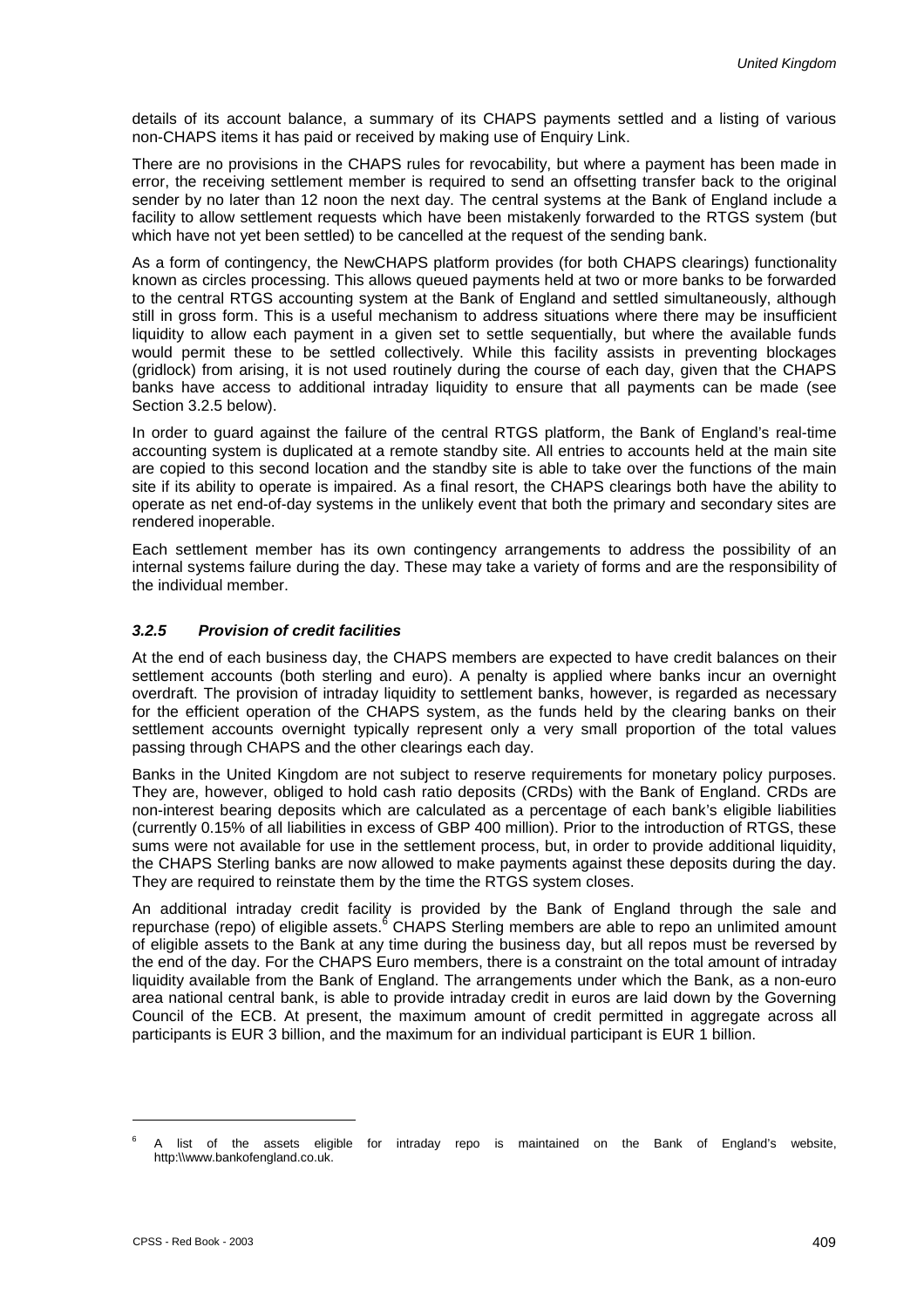details of its account balance, a summary of its CHAPS payments settled and a listing of various non-CHAPS items it has paid or received by making use of Enquiry Link.

There are no provisions in the CHAPS rules for revocability, but where a payment has been made in error, the receiving settlement member is required to send an offsetting transfer back to the original sender by no later than 12 noon the next day. The central systems at the Bank of England include a facility to allow settlement requests which have been mistakenly forwarded to the RTGS system (but which have not yet been settled) to be cancelled at the request of the sending bank.

As a form of contingency, the NewCHAPS platform provides (for both CHAPS clearings) functionality known as circles processing. This allows queued payments held at two or more banks to be forwarded to the central RTGS accounting system at the Bank of England and settled simultaneously, although still in gross form. This is a useful mechanism to address situations where there may be insufficient liquidity to allow each payment in a given set to settle sequentially, but where the available funds would permit these to be settled collectively. While this facility assists in preventing blockages (gridlock) from arising, it is not used routinely during the course of each day, given that the CHAPS banks have access to additional intraday liquidity to ensure that all payments can be made (see Section 3.2.5 below).

In order to guard against the failure of the central RTGS platform, the Bank of England's real-time accounting system is duplicated at a remote standby site. All entries to accounts held at the main site are copied to this second location and the standby site is able to take over the functions of the main site if its ability to operate is impaired. As a final resort, the CHAPS clearings both have the ability to operate as net end-of-day systems in the unlikely event that both the primary and secondary sites are rendered inoperable.

Each settlement member has its own contingency arrangements to address the possibility of an internal systems failure during the day. These may take a variety of forms and are the responsibility of the individual member.

### *3.2.5 Provision of credit facilities*

At the end of each business day, the CHAPS members are expected to have credit balances on their settlement accounts (both sterling and euro). A penalty is applied where banks incur an overnight overdraft. The provision of intraday liquidity to settlement banks, however, is regarded as necessary for the efficient operation of the CHAPS system, as the funds held by the clearing banks on their settlement accounts overnight typically represent only a very small proportion of the total values passing through CHAPS and the other clearings each day.

Banks in the United Kingdom are not subject to reserve requirements for monetary policy purposes. They are, however, obliged to hold cash ratio deposits (CRDs) with the Bank of England. CRDs are non-interest bearing deposits which are calculated as a percentage of each bank's eligible liabilities (currently 0.15% of all liabilities in excess of GBP 400 million). Prior to the introduction of RTGS, these sums were not available for use in the settlement process, but, in order to provide additional liquidity, the CHAPS Sterling banks are now allowed to make payments against these deposits during the day. They are required to reinstate them by the time the RTGS system closes.

An additional intraday credit facility is provided by the Bank of England through the sale and repurchase (repo) of eligible assets.[6] CHAPS Sterling members are able to repo an unlimited amount of eligible assets to the Bank at any time during the business day, but all repos must be reversed by the end of the day. For the CHAPS Euro members, there is a constraint on the total amount of intraday liquidity available from the Bank of England. The arrangements under which the Bank, as a non-euro area national central bank, is able to provide intraday credit in euros are laid down by the Governing Council of the ECB. At present, the maximum amount of credit permitted in aggregate across all participants is EUR 3 billion, and the maximum for an individual participant is EUR 1 billion.

[6] A list of the assets eligible for intraday repo is maintained on the Bank of England's website, http:\\www.bankofengland.co.uk.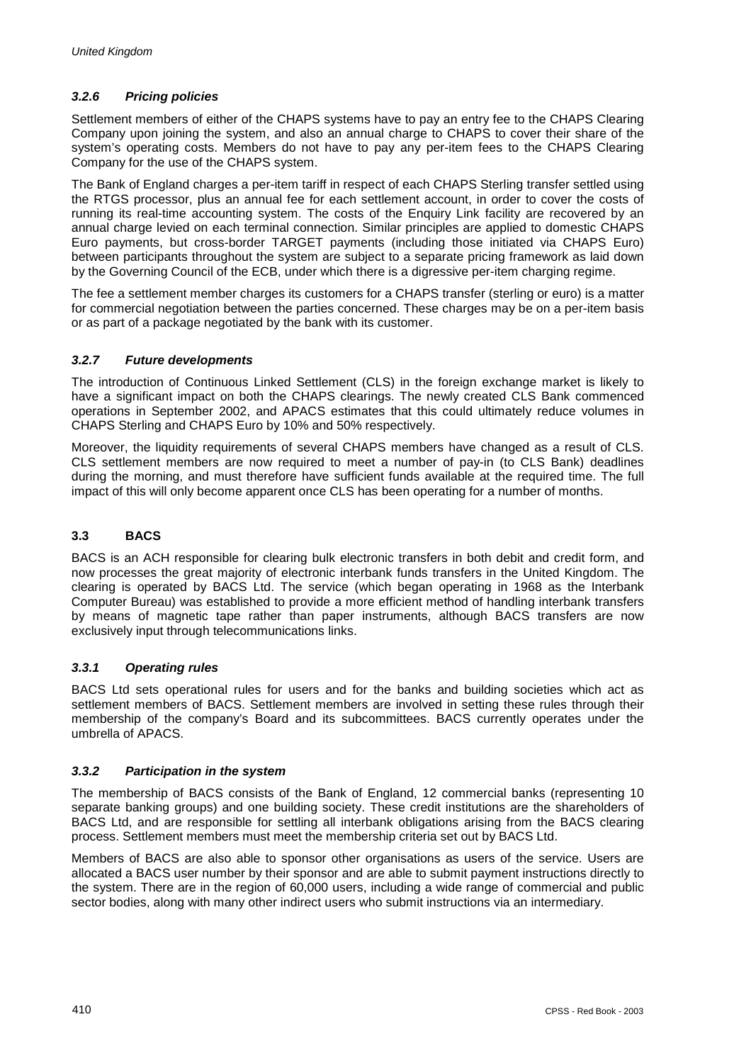### *3.2.6 Pricing policies*

Settlement members of either of the CHAPS systems have to pay an entry fee to the CHAPS Clearing Company upon joining the system, and also an annual charge to CHAPS to cover their share of the system's operating costs. Members do not have to pay any per-item fees to the CHAPS Clearing Company for the use of the CHAPS system.

The Bank of England charges a per-item tariff in respect of each CHAPS Sterling transfer settled using the RTGS processor, plus an annual fee for each settlement account, in order to cover the costs of running its real-time accounting system. The costs of the Enquiry Link facility are recovered by an annual charge levied on each terminal connection. Similar principles are applied to domestic CHAPS Euro payments, but cross-border TARGET payments (including those initiated via CHAPS Euro) between participants throughout the system are subject to a separate pricing framework as laid down by the Governing Council of the ECB, under which there is a digressive per-item charging regime.

The fee a settlement member charges its customers for a CHAPS transfer (sterling or euro) is a matter for commercial negotiation between the parties concerned. These charges may be on a per-item basis or as part of a package negotiated by the bank with its customer.

### *3.2.7 Future developments*

The introduction of Continuous Linked Settlement (CLS) in the foreign exchange market is likely to have a significant impact on both the CHAPS clearings. The newly created CLS Bank commenced operations in September 2002, and APACS estimates that this could ultimately reduce volumes in CHAPS Sterling and CHAPS Euro by 10% and 50% respectively.

Moreover, the liquidity requirements of several CHAPS members have changed as a result of CLS. CLS settlement members are now required to meet a number of pay-in (to CLS Bank) deadlines during the morning, and must therefore have sufficient funds available at the required time. The full impact of this will only become apparent once CLS has been operating for a number of months.

## 3.3 BACS

BACS is an ACH responsible for clearing bulk electronic transfers in both debit and credit form, and now processes the great majority of electronic interbank funds transfers in the United Kingdom. The clearing is operated by BACS Ltd. The service (which began operating in 1968 as the Interbank Computer Bureau) was established to provide a more efficient method of handling interbank transfers by means of magnetic tape rather than paper instruments, although BACS transfers are now exclusively input through telecommunications links.

### *3.3.1 Operating rules*

BACS Ltd sets operational rules for users and for the banks and building societies which act as settlement members of BACS. Settlement members are involved in setting these rules through their membership of the company's Board and its subcommittees. BACS currently operates under the umbrella of APACS.

### *3.3.2 Participation in the system*

The membership of BACS consists of the Bank of England, 12 commercial banks (representing 10 separate banking groups) and one building society. These credit institutions are the shareholders of BACS Ltd, and are responsible for settling all interbank obligations arising from the BACS clearing process. Settlement members must meet the membership criteria set out by BACS Ltd.

Members of BACS are also able to sponsor other organisations as users of the service. Users are allocated a BACS user number by their sponsor and are able to submit payment instructions directly to the system. There are in the region of 60,000 users, including a wide range of commercial and public sector bodies, along with many other indirect users who submit instructions via an intermediary.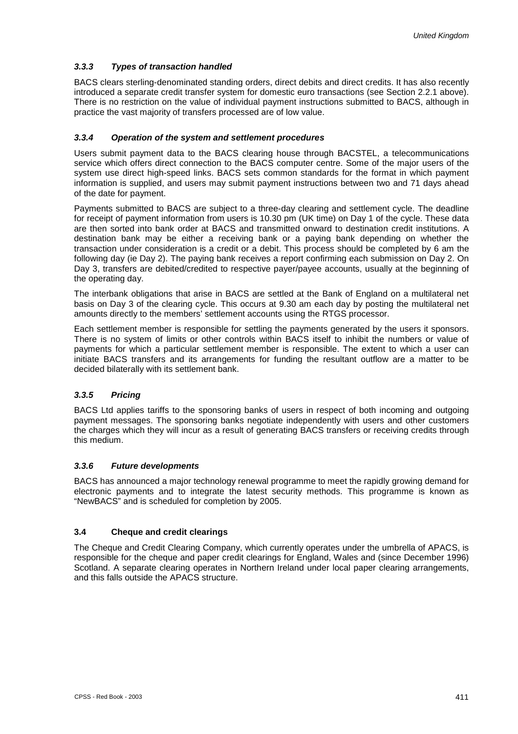### *3.3.3 Types of transaction handled*

BACS clears sterling-denominated standing orders, direct debits and direct credits. It has also recently introduced a separate credit transfer system for domestic euro transactions (see Section 2.2.1 above). There is no restriction on the value of individual payment instructions submitted to BACS, although in practice the vast majority of transfers processed are of low value.

### *3.3.4 Operation of the system and settlement procedures*

Users submit payment data to the BACS clearing house through BACSTEL, a telecommunications service which offers direct connection to the BACS computer centre. Some of the major users of the system use direct high-speed links. BACS sets common standards for the format in which payment information is supplied, and users may submit payment instructions between two and 71 days ahead of the date for payment.

Payments submitted to BACS are subject to a three-day clearing and settlement cycle. The deadline for receipt of payment information from users is 10.30 pm (UK time) on Day 1 of the cycle. These data are then sorted into bank order at BACS and transmitted onward to destination credit institutions. A destination bank may be either a receiving bank or a paying bank depending on whether the transaction under consideration is a credit or a debit. This process should be completed by 6 am the following day (ie Day 2). The paying bank receives a report confirming each submission on Day 2. On Day 3, transfers are debited/credited to respective payer/payee accounts, usually at the beginning of the operating day.

The interbank obligations that arise in BACS are settled at the Bank of England on a multilateral net basis on Day 3 of the clearing cycle. This occurs at 9.30 am each day by posting the multilateral net amounts directly to the members' settlement accounts using the RTGS processor.

Each settlement member is responsible for settling the payments generated by the users it sponsors. There is no system of limits or other controls within BACS itself to inhibit the numbers or value of payments for which a particular settlement member is responsible. The extent to which a user can initiate BACS transfers and its arrangements for funding the resultant outflow are a matter to be decided bilaterally with its settlement bank.

### *3.3.5 Pricing*

BACS Ltd applies tariffs to the sponsoring banks of users in respect of both incoming and outgoing payment messages. The sponsoring banks negotiate independently with users and other customers the charges which they will incur as a result of generating BACS transfers or receiving credits through this medium.

### *3.3.6 Future developments*

BACS has announced a major technology renewal programme to meet the rapidly growing demand for electronic payments and to integrate the latest security methods. This programme is known as "NewBACS" and is scheduled for completion by 2005.

## 3.4 Cheque and credit clearings

The Cheque and Credit Clearing Company, which currently operates under the umbrella of APACS, is responsible for the cheque and paper credit clearings for England, Wales and (since December 1996) Scotland. A separate clearing operates in Northern Ireland under local paper clearing arrangements, and this falls outside the APACS structure.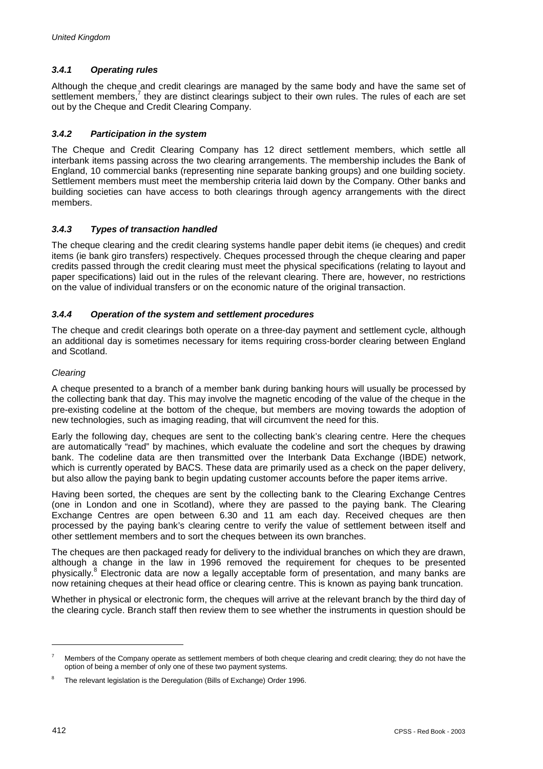#### *3.4.1 Operating rules*

Although the cheque and credit clearings are managed by the same body and have the same set of settlement members,[7] they are distinct clearings subject to their own rules. The rules of each are set out by the Cheque and Credit Clearing Company.

#### *3.4.2 Participation in the system*

The Cheque and Credit Clearing Company has 12 direct settlement members, which settle all interbank items passing across the two clearing arrangements. The membership includes the Bank of England, 10 commercial banks (representing nine separate banking groups) and one building society. Settlement members must meet the membership criteria laid down by the Company. Other banks and building societies can have access to both clearings through agency arrangements with the direct members.

#### *3.4.3 Types of transaction handled*

The cheque clearing and the credit clearing systems handle paper debit items (ie cheques) and credit items (ie bank giro transfers) respectively. Cheques processed through the cheque clearing and paper credits passed through the credit clearing must meet the physical specifications (relating to layout and paper specifications) laid out in the rules of the relevant clearing. There are, however, no restrictions on the value of individual transfers or on the economic nature of the original transaction.

#### *3.4.4 Operation of the system and settlement procedures*

The cheque and credit clearings both operate on a three-day payment and settlement cycle, although an additional day is sometimes necessary for items requiring cross-border clearing between England and Scotland.

*Clearing*

A cheque presented to a branch of a member bank during banking hours will usually be processed by the collecting bank that day. This may involve the magnetic encoding of the value of the cheque in the pre-existing codeline at the bottom of the cheque, but members are moving towards the adoption of new technologies, such as imaging reading, that will circumvent the need for this.

Early the following day, cheques are sent to the collecting bank's clearing centre. Here the cheques are automatically "read" by machines, which evaluate the codeline and sort the cheques by drawing bank. The codeline data are then transmitted over the Interbank Data Exchange (IBDE) network, which is currently operated by BACS. These data are primarily used as a check on the paper delivery, but also allow the paying bank to begin updating customer accounts before the paper items arrive.

Having been sorted, the cheques are sent by the collecting bank to the Clearing Exchange Centres (one in London and one in Scotland), where they are passed to the paying bank. The Clearing Exchange Centres are open between 6.30 and 11 am each day. Received cheques are then processed by the paying bank's clearing centre to verify the value of settlement between itself and other settlement members and to sort the cheques between its own branches.

The cheques are then packaged ready for delivery to the individual branches on which they are drawn, although a change in the law in 1996 removed the requirement for cheques to be presented physically.[8] Electronic data are now a legally acceptable form of presentation, and many banks are now retaining cheques at their head office or clearing centre. This is known as paying bank truncation.

Whether in physical or electronic form, the cheques will arrive at the relevant branch by the third day of the clearing cycle. Branch staff then review them to see whether the instruments in question should be

---

[7] Members of the Company operate as settlement members of both cheque clearing and credit clearing; they do not have the option of being a member of only one of these two payment systems.

[8] The relevant legislation is the Deregulation (Bills of Exchange) Order 1996.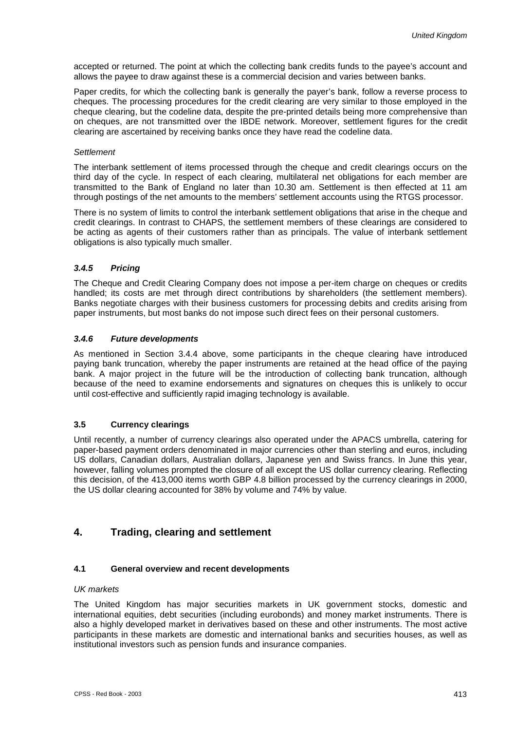accepted or returned. The point at which the collecting bank credits funds to the payee's account and allows the payee to draw against these is a commercial decision and varies between banks.

Paper credits, for which the collecting bank is generally the payer's bank, follow a reverse process to cheques. The processing procedures for the credit clearing are very similar to those employed in the cheque clearing, but the codeline data, despite the pre-printed details being more comprehensive than on cheques, are not transmitted over the IBDE network. Moreover, settlement figures for the credit clearing are ascertained by receiving banks once they have read the codeline data.

*Settlement*

The interbank settlement of items processed through the cheque and credit clearings occurs on the third day of the cycle. In respect of each clearing, multilateral net obligations for each member are transmitted to the Bank of England no later than 10.30 am. Settlement is then effected at 11 am through postings of the net amounts to the members' settlement accounts using the RTGS processor.

There is no system of limits to control the interbank settlement obligations that arise in the cheque and credit clearings. In contrast to CHAPS, the settlement members of these clearings are considered to be acting as agents of their customers rather than as principals. The value of interbank settlement obligations is also typically much smaller.

#### *3.4.5 Pricing*

The Cheque and Credit Clearing Company does not impose a per-item charge on cheques or credits handled; its costs are met through direct contributions by shareholders (the settlement members). Banks negotiate charges with their business customers for processing debits and credits arising from paper instruments, but most banks do not impose such direct fees on their personal customers.

#### *3.4.6 Future developments*

As mentioned in Section 3.4.4 above, some participants in the cheque clearing have introduced paying bank truncation, whereby the paper instruments are retained at the head office of the paying bank. A major project in the future will be the introduction of collecting bank truncation, although because of the need to examine endorsements and signatures on cheques this is unlikely to occur until cost-effective and sufficiently rapid imaging technology is available.

### 3.5 Currency clearings

Until recently, a number of currency clearings also operated under the APACS umbrella, catering for paper-based payment orders denominated in major currencies other than sterling and euros, including US dollars, Canadian dollars, Australian dollars, Japanese yen and Swiss francs. In June this year, however, falling volumes prompted the closure of all except the US dollar currency clearing. Reflecting this decision, of the 413,000 items worth GBP 4.8 billion processed by the currency clearings in 2000, the US dollar clearing accounted for 38% by volume and 74% by value.

## 4. Trading, clearing and settlement

### 4.1 General overview and recent developments

*UK markets*

The United Kingdom has major securities markets in UK government stocks, domestic and international equities, debt securities (including eurobonds) and money market instruments. There is also a highly developed market in derivatives based on these and other instruments. The most active participants in these markets are domestic and international banks and securities houses, as well as institutional investors such as pension funds and insurance companies.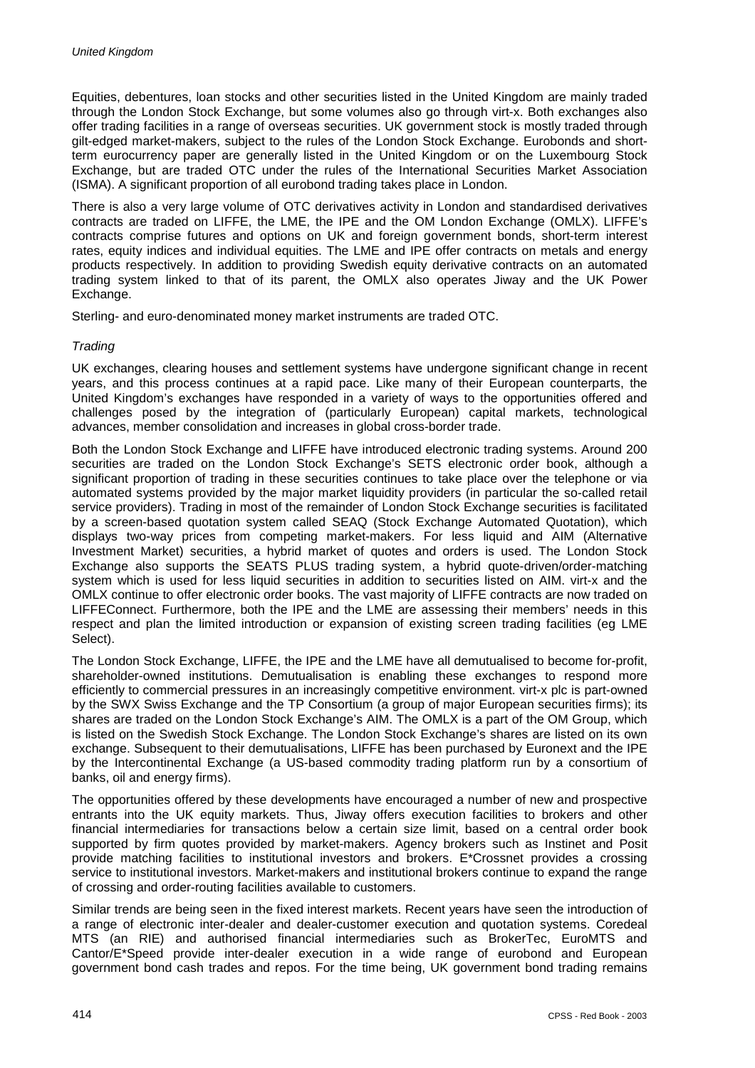Equities, debentures, loan stocks and other securities listed in the United Kingdom are mainly traded through the London Stock Exchange, but some volumes also go through virt-x. Both exchanges also offer trading facilities in a range of overseas securities. UK government stock is mostly traded through gilt-edged market-makers, subject to the rules of the London Stock Exchange. Eurobonds and short-term eurocurrency paper are generally listed in the United Kingdom or on the Luxembourg Stock Exchange, but are traded OTC under the rules of the International Securities Market Association (ISMA). A significant proportion of all eurobond trading takes place in London.

There is also a very large volume of OTC derivatives activity in London and standardised derivatives contracts are traded on LIFFE, the LME, the IPE and the OM London Exchange (OMLX). LIFFE's contracts comprise futures and options on UK and foreign government bonds, short-term interest rates, equity indices and individual equities. The LME and IPE offer contracts on metals and energy products respectively. In addition to providing Swedish equity derivative contracts on an automated trading system linked to that of its parent, the OMLX also operates Jiway and the UK Power Exchange.

Sterling- and euro-denominated money market instruments are traded OTC.

*Trading*

UK exchanges, clearing houses and settlement systems have undergone significant change in recent years, and this process continues at a rapid pace. Like many of their European counterparts, the United Kingdom's exchanges have responded in a variety of ways to the opportunities offered and challenges posed by the integration of (particularly European) capital markets, technological advances, member consolidation and increases in global cross-border trade.

Both the London Stock Exchange and LIFFE have introduced electronic trading systems. Around 200 securities are traded on the London Stock Exchange's SETS electronic order book, although a significant proportion of trading in these securities continues to take place over the telephone or via automated systems provided by the major market liquidity providers (in particular the so-called retail service providers). Trading in most of the remainder of London Stock Exchange securities is facilitated by a screen-based quotation system called SEAQ (Stock Exchange Automated Quotation), which displays two-way prices from competing market-makers. For less liquid and AIM (Alternative Investment Market) securities, a hybrid market of quotes and orders is used. The London Stock Exchange also supports the SEATS PLUS trading system, a hybrid quote-driven/order-matching system which is used for less liquid securities in addition to securities listed on AIM. virt-x and the OMLX continue to offer electronic order books. The vast majority of LIFFE contracts are now traded on LIFFEConnect. Furthermore, both the IPE and the LME are assessing their members' needs in this respect and plan the limited introduction or expansion of existing screen trading facilities (eg LME Select).

The London Stock Exchange, LIFFE, the IPE and the LME have all demutualised to become for-profit, shareholder-owned institutions. Demutualisation is enabling these exchanges to respond more efficiently to commercial pressures in an increasingly competitive environment. virt-x plc is part-owned by the SWX Swiss Exchange and the TP Consortium (a group of major European securities firms); its shares are traded on the London Stock Exchange's AIM. The OMLX is a part of the OM Group, which is listed on the Swedish Stock Exchange. The London Stock Exchange's shares are listed on its own exchange. Subsequent to their demutualisations, LIFFE has been purchased by Euronext and the IPE by the Intercontinental Exchange (a US-based commodity trading platform run by a consortium of banks, oil and energy firms).

The opportunities offered by these developments have encouraged a number of new and prospective entrants into the UK equity markets. Thus, Jiway offers execution facilities to brokers and other financial intermediaries for transactions below a certain size limit, based on a central order book supported by firm quotes provided by market-makers. Agency brokers such as Instinet and Posit provide matching facilities to institutional investors and brokers. E*Crossnet provides a crossing service to institutional investors. Market-makers and institutional brokers continue to expand the range of crossing and order-routing facilities available to customers.

Similar trends are being seen in the fixed interest markets. Recent years have seen the introduction of a range of electronic inter-dealer and dealer-customer execution and quotation systems. Coredeal MTS (an RIE) and authorised financial intermediaries such as BrokerTec, EuroMTS and Cantor/E*Speed provide inter-dealer execution in a wide range of eurobond and European government bond cash trades and repos. For the time being, UK government bond trading remains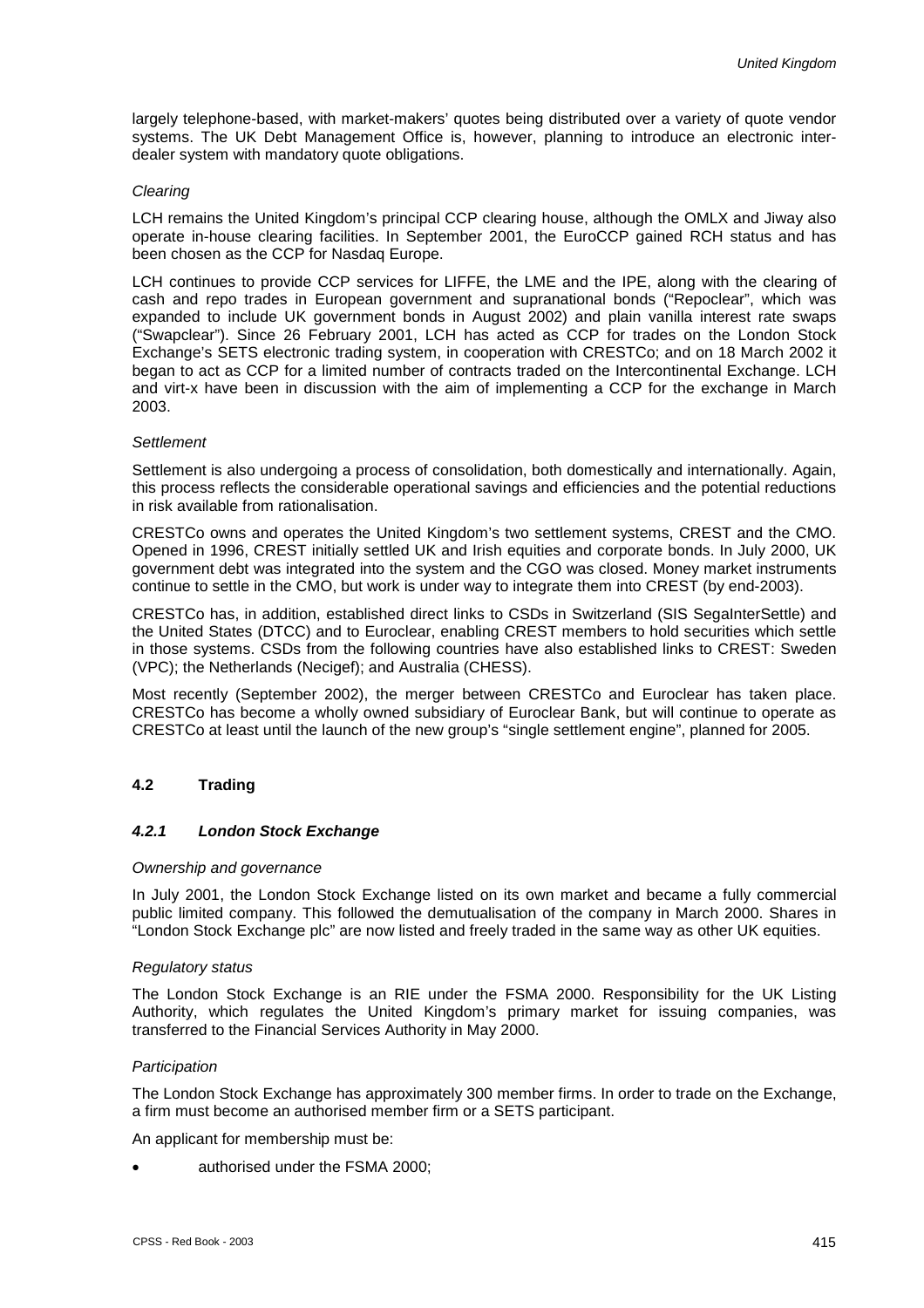largely telephone-based, with market-makers' quotes being distributed over a variety of quote vendor systems. The UK Debt Management Office is, however, planning to introduce an electronic inter-dealer system with mandatory quote obligations.

*Clearing*

LCH remains the United Kingdom's principal CCP clearing house, although the OMLX and Jiway also operate in-house clearing facilities. In September 2001, the EuroCCP gained RCH status and has been chosen as the CCP for Nasdaq Europe.

LCH continues to provide CCP services for LIFFE, the LME and the IPE, along with the clearing of cash and repo trades in European government and supranational bonds ("Repoclear", which was expanded to include UK government bonds in August 2002) and plain vanilla interest rate swaps ("Swapclear"). Since 26 February 2001, LCH has acted as CCP for trades on the London Stock Exchange's SETS electronic trading system, in cooperation with CRESTCo; and on 18 March 2002 it began to act as CCP for a limited number of contracts traded on the Intercontinental Exchange. LCH and virt-x have been in discussion with the aim of implementing a CCP for the exchange in March 2003.

*Settlement*

Settlement is also undergoing a process of consolidation, both domestically and internationally. Again, this process reflects the considerable operational savings and efficiencies and the potential reductions in risk available from rationalisation.

CRESTCo owns and operates the United Kingdom's two settlement systems, CREST and the CMO. Opened in 1996, CREST initially settled UK and Irish equities and corporate bonds. In July 2000, UK government debt was integrated into the system and the CGO was closed. Money market instruments continue to settle in the CMO, but work is under way to integrate them into CREST (by end-2003).

CRESTCo has, in addition, established direct links to CSDs in Switzerland (SIS SegaInterSettle) and the United States (DTCC) and to Euroclear, enabling CREST members to hold securities which settle in those systems. CSDs from the following countries have also established links to CREST: Sweden (VPC); the Netherlands (Necigef); and Australia (CHESS).

Most recently (September 2002), the merger between CRESTCo and Euroclear has taken place. CRESTCo has become a wholly owned subsidiary of Euroclear Bank, but will continue to operate as CRESTCo at least until the launch of the new group's "single settlement engine", planned for 2005.

## 4.2 Trading

### *4.2.1 London Stock Exchange*

*Ownership and governance*

In July 2001, the London Stock Exchange listed on its own market and became a fully commercial public limited company. This followed the demutualisation of the company in March 2000. Shares in "London Stock Exchange plc" are now listed and freely traded in the same way as other UK equities.

*Regulatory status*

The London Stock Exchange is an RIE under the FSMA 2000. Responsibility for the UK Listing Authority, which regulates the United Kingdom's primary market for issuing companies, was transferred to the Financial Services Authority in May 2000.

*Participation*

The London Stock Exchange has approximately 300 member firms. In order to trade on the Exchange, a firm must become an authorised member firm or a SETS participant.

An applicant for membership must be:

- authorised under the FSMA 2000;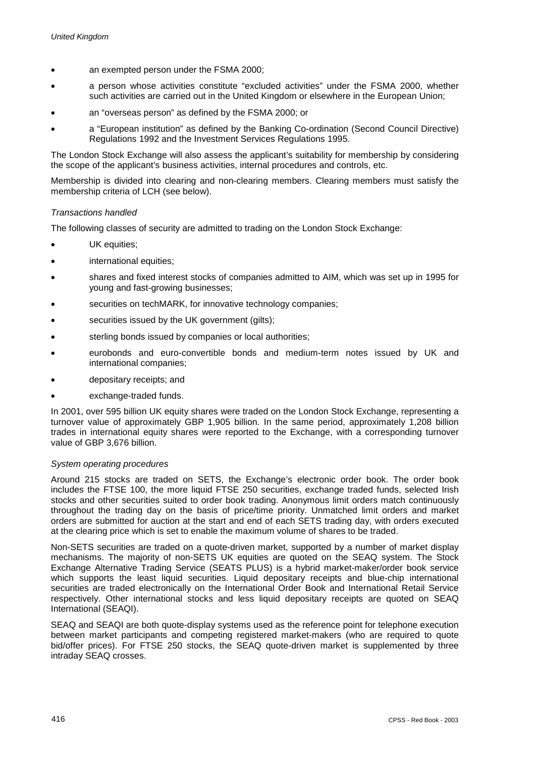- an exempted person under the FSMA 2000;
- a person whose activities constitute "excluded activities" under the FSMA 2000, whether such activities are carried out in the United Kingdom or elsewhere in the European Union;
- an "overseas person" as defined by the FSMA 2000; or
- a "European institution" as defined by the Banking Co-ordination (Second Council Directive) Regulations 1992 and the Investment Services Regulations 1995.

The London Stock Exchange will also assess the applicant's suitability for membership by considering the scope of the applicant's business activities, internal procedures and controls, etc.

Membership is divided into clearing and non-clearing members. Clearing members must satisfy the membership criteria of LCH (see below).

*Transactions handled*

The following classes of security are admitted to trading on the London Stock Exchange:

- UK equities;
- international equities;
- shares and fixed interest stocks of companies admitted to AIM, which was set up in 1995 for young and fast-growing businesses;
- securities on techMARK, for innovative technology companies;
- securities issued by the UK government (gilts);
- sterling bonds issued by companies or local authorities;
- eurobonds and euro-convertible bonds and medium-term notes issued by UK and international companies;
- depositary receipts; and
- exchange-traded funds.

In 2001, over 595 billion UK equity shares were traded on the London Stock Exchange, representing a turnover value of approximately GBP 1,905 billion. In the same period, approximately 1,208 billion trades in international equity shares were reported to the Exchange, with a corresponding turnover value of GBP 3,676 billion.

*System operating procedures*

Around 215 stocks are traded on SETS, the Exchange's electronic order book. The order book includes the FTSE 100, the more liquid FTSE 250 securities, exchange traded funds, selected Irish stocks and other securities suited to order book trading. Anonymous limit orders match continuously throughout the trading day on the basis of price/time priority. Unmatched limit orders and market orders are submitted for auction at the start and end of each SETS trading day, with orders executed at the clearing price which is set to enable the maximum volume of shares to be traded.

Non-SETS securities are traded on a quote-driven market, supported by a number of market display mechanisms. The majority of non-SETS UK equities are quoted on the SEAQ system. The Stock Exchange Alternative Trading Service (SEATS PLUS) is a hybrid market-maker/order book service which supports the least liquid securities. Liquid depositary receipts and blue-chip international securities are traded electronically on the International Order Book and International Retail Service respectively. Other international stocks and less liquid depositary receipts are quoted on SEAQ International (SEAQI).

SEAQ and SEAQI are both quote-display systems used as the reference point for telephone execution between market participants and competing registered market-makers (who are required to quote bid/offer prices). For FTSE 250 stocks, the SEAQ quote-driven market is supplemented by three intraday SEAQ crosses.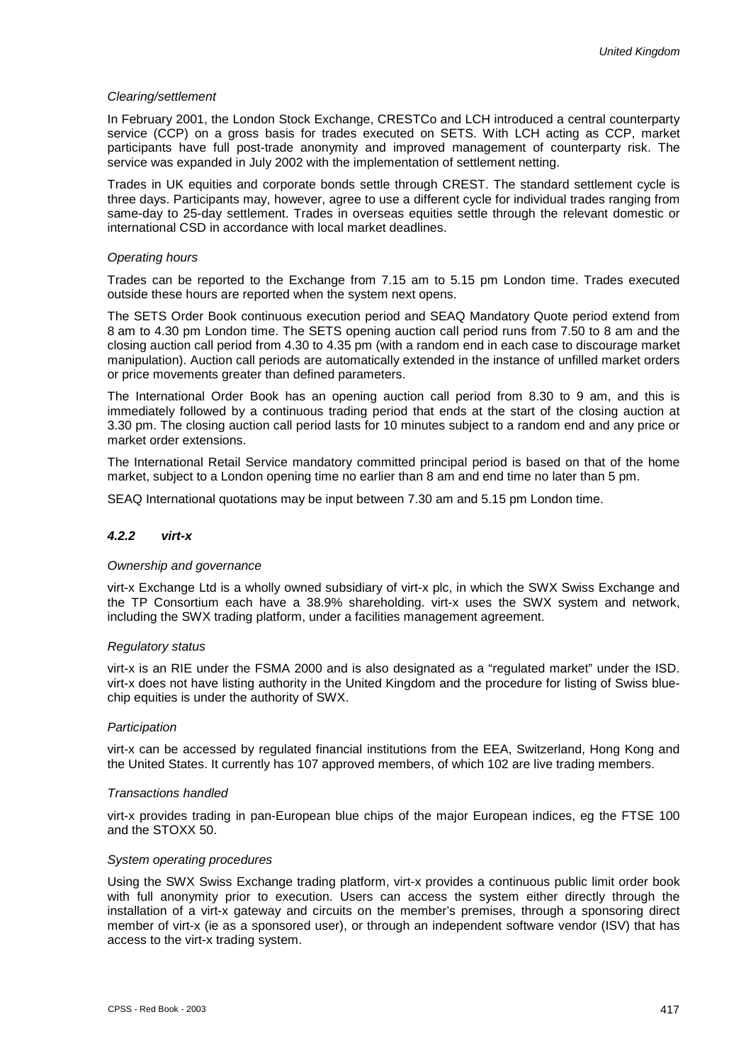*Clearing/settlement*

In February 2001, the London Stock Exchange, CRESTCo and LCH introduced a central counterparty service (CCP) on a gross basis for trades executed on SETS. With LCH acting as CCP, market participants have full post-trade anonymity and improved management of counterparty risk. The service was expanded in July 2002 with the implementation of settlement netting.

Trades in UK equities and corporate bonds settle through CREST. The standard settlement cycle is three days. Participants may, however, agree to use a different cycle for individual trades ranging from same-day to 25-day settlement. Trades in overseas equities settle through the relevant domestic or international CSD in accordance with local market deadlines.

*Operating hours*

Trades can be reported to the Exchange from 7.15 am to 5.15 pm London time. Trades executed outside these hours are reported when the system next opens.

The SETS Order Book continuous execution period and SEAQ Mandatory Quote period extend from 8 am to 4.30 pm London time. The SETS opening auction call period runs from 7.50 to 8 am and the closing auction call period from 4.30 to 4.35 pm (with a random end in each case to discourage market manipulation). Auction call periods are automatically extended in the instance of unfilled market orders or price movements greater than defined parameters.

The International Order Book has an opening auction call period from 8.30 to 9 am, and this is immediately followed by a continuous trading period that ends at the start of the closing auction at 3.30 pm. The closing auction call period lasts for 10 minutes subject to a random end and any price or market order extensions.

The International Retail Service mandatory committed principal period is based on that of the home market, subject to a London opening time no earlier than 8 am and end time no later than 5 pm.

SEAQ International quotations may be input between 7.30 am and 5.15 pm London time.

#### ***4.2.2 virt-x***

*Ownership and governance*

virt-x Exchange Ltd is a wholly owned subsidiary of virt-x plc, in which the SWX Swiss Exchange and the TP Consortium each have a 38.9% shareholding. virt-x uses the SWX system and network, including the SWX trading platform, under a facilities management agreement.

*Regulatory status*

virt-x is an RIE under the FSMA 2000 and is also designated as a "regulated market" under the ISD. virt-x does not have listing authority in the United Kingdom and the procedure for listing of Swiss blue-chip equities is under the authority of SWX.

*Participation*

virt-x can be accessed by regulated financial institutions from the EEA, Switzerland, Hong Kong and the United States. It currently has 107 approved members, of which 102 are live trading members.

*Transactions handled*

virt-x provides trading in pan-European blue chips of the major European indices, eg the FTSE 100 and the STOXX 50.

*System operating procedures*

Using the SWX Swiss Exchange trading platform, virt-x provides a continuous public limit order book with full anonymity prior to execution. Users can access the system either directly through the installation of a virt-x gateway and circuits on the member's premises, through a sponsoring direct member of virt-x (ie as a sponsored user), or through an independent software vendor (ISV) that has access to the virt-x trading system.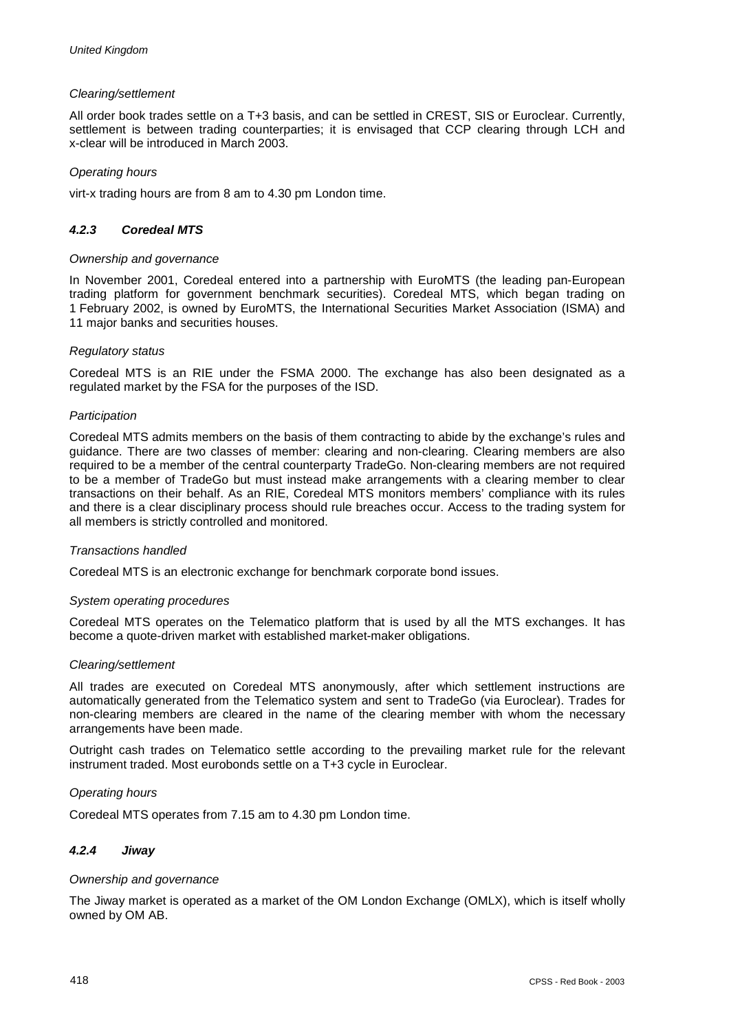*Clearing/settlement*

All order book trades settle on a T+3 basis, and can be settled in CREST, SIS or Euroclear. Currently, settlement is between trading counterparties; it is envisaged that CCP clearing through LCH and x-clear will be introduced in March 2003.

*Operating hours*

virt-x trading hours are from 8 am to 4.30 pm London time.

### *4.2.3 Coredeal MTS*

*Ownership and governance*

In November 2001, Coredeal entered into a partnership with EuroMTS (the leading pan-European trading platform for government benchmark securities). Coredeal MTS, which began trading on 1 February 2002, is owned by EuroMTS, the International Securities Market Association (ISMA) and 11 major banks and securities houses.

*Regulatory status*

Coredeal MTS is an RIE under the FSMA 2000. The exchange has also been designated as a regulated market by the FSA for the purposes of the ISD.

*Participation*

Coredeal MTS admits members on the basis of them contracting to abide by the exchange's rules and guidance. There are two classes of member: clearing and non-clearing. Clearing members are also required to be a member of the central counterparty TradeGo. Non-clearing members are not required to be a member of TradeGo but must instead make arrangements with a clearing member to clear transactions on their behalf. As an RIE, Coredeal MTS monitors members' compliance with its rules and there is a clear disciplinary process should rule breaches occur. Access to the trading system for all members is strictly controlled and monitored.

*Transactions handled*

Coredeal MTS is an electronic exchange for benchmark corporate bond issues.

*System operating procedures*

Coredeal MTS operates on the Telematico platform that is used by all the MTS exchanges. It has become a quote-driven market with established market-maker obligations.

*Clearing/settlement*

All trades are executed on Coredeal MTS anonymously, after which settlement instructions are automatically generated from the Telematico system and sent to TradeGo (via Euroclear). Trades for non-clearing members are cleared in the name of the clearing member with whom the necessary arrangements have been made.

Outright cash trades on Telematico settle according to the prevailing market rule for the relevant instrument traded. Most eurobonds settle on a T+3 cycle in Euroclear.

*Operating hours*

Coredeal MTS operates from 7.15 am to 4.30 pm London time.

### *4.2.4 Jiway*

*Ownership and governance*

The Jiway market is operated as a market of the OM London Exchange (OMLX), which is itself wholly owned by OM AB.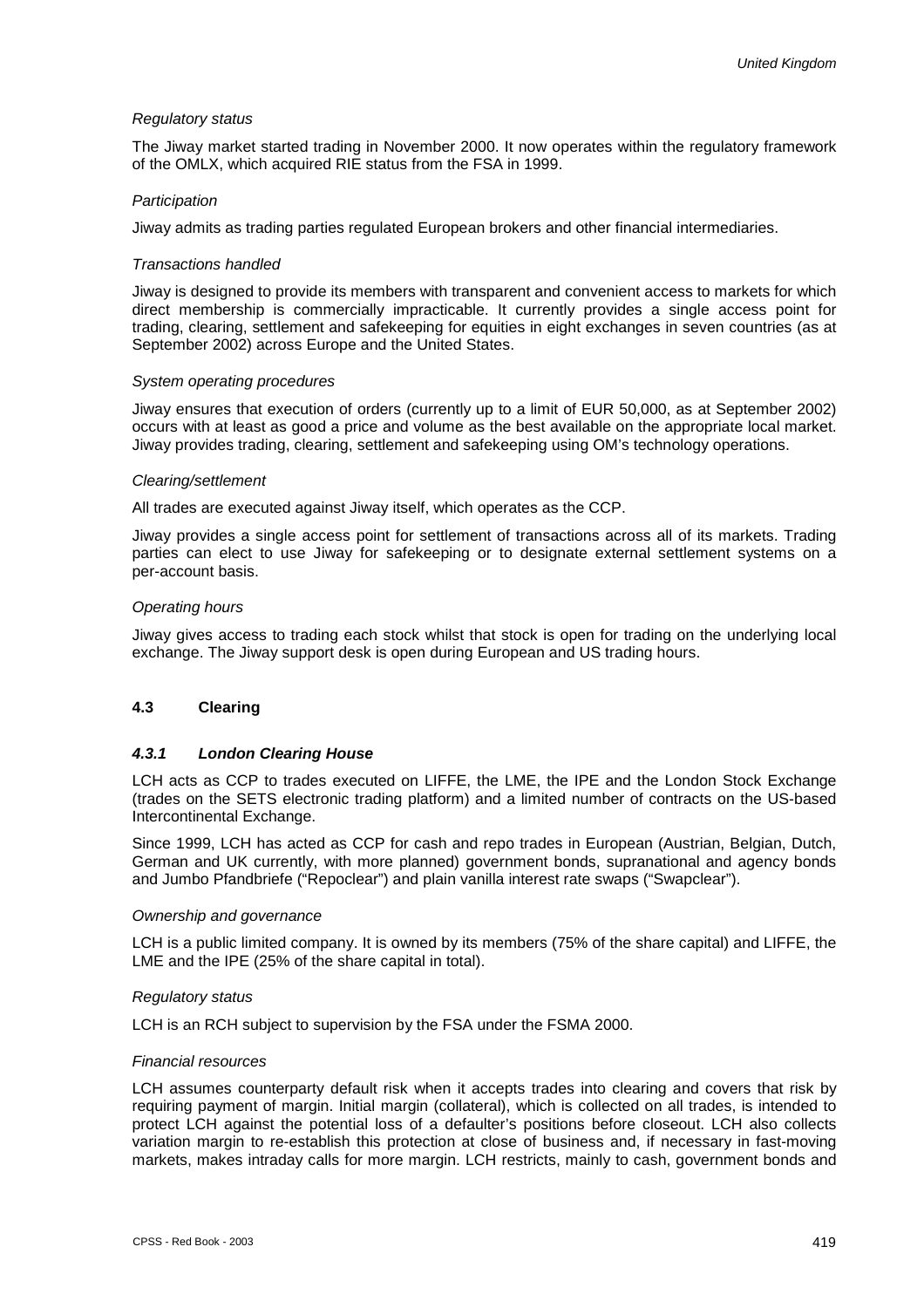*Regulatory status*

The Jiway market started trading in November 2000. It now operates within the regulatory framework of the OMLX, which acquired RIE status from the FSA in 1999.

*Participation*

Jiway admits as trading parties regulated European brokers and other financial intermediaries.

*Transactions handled*

Jiway is designed to provide its members with transparent and convenient access to markets for which direct membership is commercially impracticable. It currently provides a single access point for trading, clearing, settlement and safekeeping for equities in eight exchanges in seven countries (as at September 2002) across Europe and the United States.

*System operating procedures*

Jiway ensures that execution of orders (currently up to a limit of EUR 50,000, as at September 2002) occurs with at least as good a price and volume as the best available on the appropriate local market. Jiway provides trading, clearing, settlement and safekeeping using OM's technology operations.

*Clearing/settlement*

All trades are executed against Jiway itself, which operates as the CCP.

Jiway provides a single access point for settlement of transactions across all of its markets. Trading parties can elect to use Jiway for safekeeping or to designate external settlement systems on a per-account basis.

*Operating hours*

Jiway gives access to trading each stock whilst that stock is open for trading on the underlying local exchange. The Jiway support desk is open during European and US trading hours.

## 4.3 Clearing

### *4.3.1 London Clearing House*

LCH acts as CCP to trades executed on LIFFE, the LME, the IPE and the London Stock Exchange (trades on the SETS electronic trading platform) and a limited number of contracts on the US-based Intercontinental Exchange.

Since 1999, LCH has acted as CCP for cash and repo trades in European (Austrian, Belgian, Dutch, German and UK currently, with more planned) government bonds, supranational and agency bonds and Jumbo Pfandbriefe ("Repoclear") and plain vanilla interest rate swaps ("Swapclear").

*Ownership and governance*

LCH is a public limited company. It is owned by its members (75% of the share capital) and LIFFE, the LME and the IPE (25% of the share capital in total).

*Regulatory status*

LCH is an RCH subject to supervision by the FSA under the FSMA 2000.

*Financial resources*

LCH assumes counterparty default risk when it accepts trades into clearing and covers that risk by requiring payment of margin. Initial margin (collateral), which is collected on all trades, is intended to protect LCH against the potential loss of a defaulter's positions before closeout. LCH also collects variation margin to re-establish this protection at close of business and, if necessary in fast-moving markets, makes intraday calls for more margin. LCH restricts, mainly to cash, government bonds and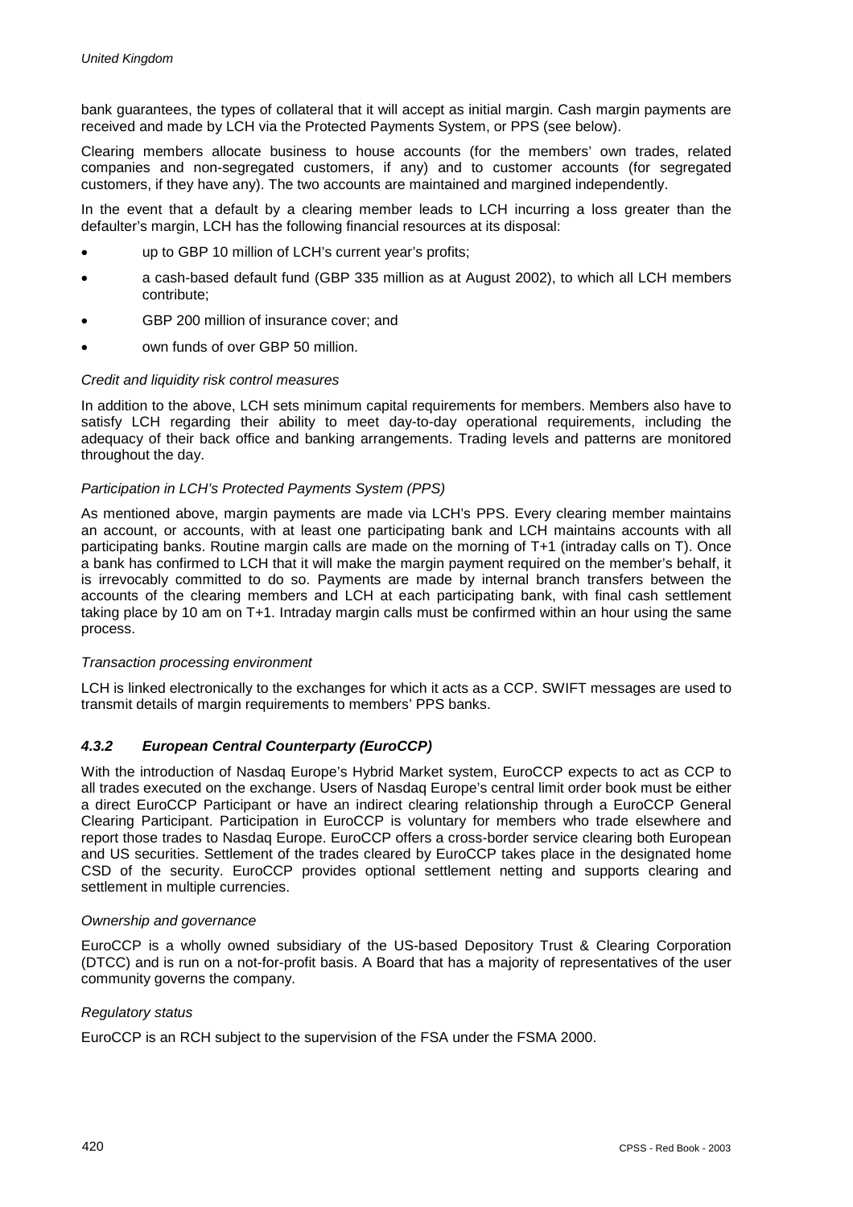bank guarantees, the types of collateral that it will accept as initial margin. Cash margin payments are received and made by LCH via the Protected Payments System, or PPS (see below).

Clearing members allocate business to house accounts (for the members' own trades, related companies and non-segregated customers, if any) and to customer accounts (for segregated customers, if they have any). The two accounts are maintained and margined independently.

In the event that a default by a clearing member leads to LCH incurring a loss greater than the defaulter's margin, LCH has the following financial resources at its disposal:

- up to GBP 10 million of LCH's current year's profits;
- a cash-based default fund (GBP 335 million as at August 2002), to which all LCH members contribute;
- GBP 200 million of insurance cover; and
- own funds of over GBP 50 million.

*Credit and liquidity risk control measures*

In addition to the above, LCH sets minimum capital requirements for members. Members also have to satisfy LCH regarding their ability to meet day-to-day operational requirements, including the adequacy of their back office and banking arrangements. Trading levels and patterns are monitored throughout the day.

*Participation in LCH's Protected Payments System (PPS)*

As mentioned above, margin payments are made via LCH's PPS. Every clearing member maintains an account, or accounts, with at least one participating bank and LCH maintains accounts with all participating banks. Routine margin calls are made on the morning of T+1 (intraday calls on T). Once a bank has confirmed to LCH that it will make the margin payment required on the member's behalf, it is irrevocably committed to do so. Payments are made by internal branch transfers between the accounts of the clearing members and LCH at each participating bank, with final cash settlement taking place by 10 am on T+1. Intraday margin calls must be confirmed within an hour using the same process.

*Transaction processing environment*

LCH is linked electronically to the exchanges for which it acts as a CCP. SWIFT messages are used to transmit details of margin requirements to members' PPS banks.

### *4.3.2 European Central Counterparty (EuroCCP)*

With the introduction of Nasdaq Europe's Hybrid Market system, EuroCCP expects to act as CCP to all trades executed on the exchange. Users of Nasdaq Europe's central limit order book must be either a direct EuroCCP Participant or have an indirect clearing relationship through a EuroCCP General Clearing Participant. Participation in EuroCCP is voluntary for members who trade elsewhere and report those trades to Nasdaq Europe. EuroCCP offers a cross-border service clearing both European and US securities. Settlement of the trades cleared by EuroCCP takes place in the designated home CSD of the security. EuroCCP provides optional settlement netting and supports clearing and settlement in multiple currencies.

*Ownership and governance*

EuroCCP is a wholly owned subsidiary of the US-based Depository Trust & Clearing Corporation (DTCC) and is run on a not-for-profit basis. A Board that has a majority of representatives of the user community governs the company.

*Regulatory status*

EuroCCP is an RCH subject to the supervision of the FSA under the FSMA 2000.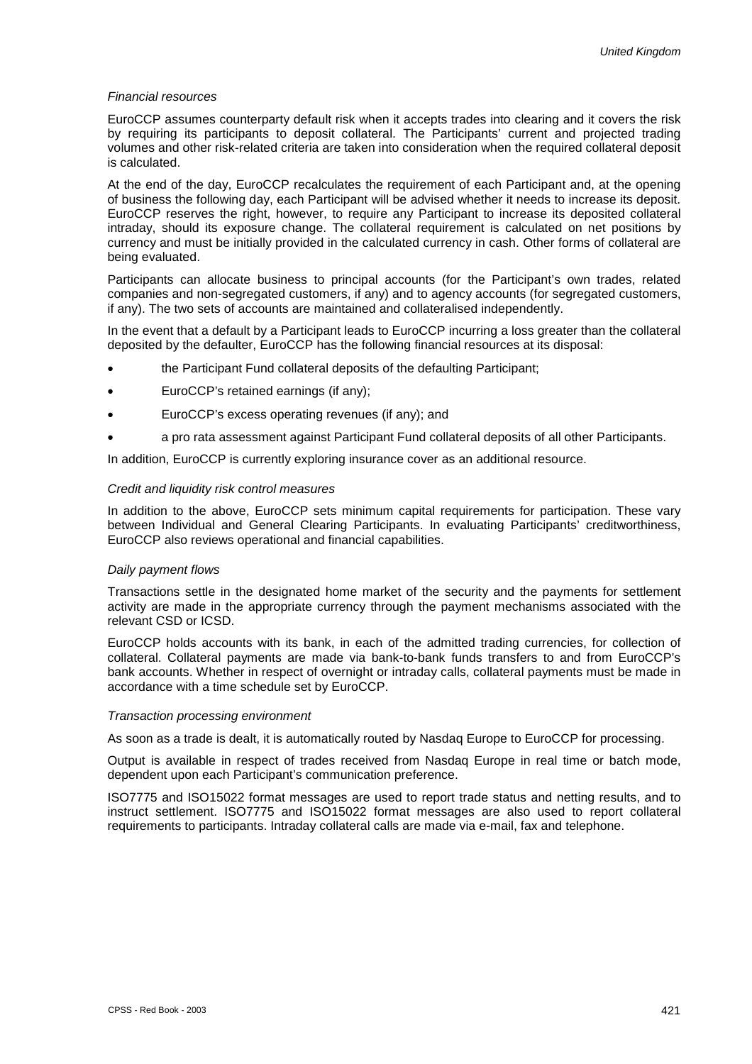*Financial resources*

EuroCCP assumes counterparty default risk when it accepts trades into clearing and it covers the risk by requiring its participants to deposit collateral. The Participants' current and projected trading volumes and other risk-related criteria are taken into consideration when the required collateral deposit is calculated.

At the end of the day, EuroCCP recalculates the requirement of each Participant and, at the opening of business the following day, each Participant will be advised whether it needs to increase its deposit. EuroCCP reserves the right, however, to require any Participant to increase its deposited collateral intraday, should its exposure change. The collateral requirement is calculated on net positions by currency and must be initially provided in the calculated currency in cash. Other forms of collateral are being evaluated.

Participants can allocate business to principal accounts (for the Participant's own trades, related companies and non-segregated customers, if any) and to agency accounts (for segregated customers, if any). The two sets of accounts are maintained and collateralised independently.

In the event that a default by a Participant leads to EuroCCP incurring a loss greater than the collateral deposited by the defaulter, EuroCCP has the following financial resources at its disposal:

- the Participant Fund collateral deposits of the defaulting Participant;
- EuroCCP's retained earnings (if any);
- EuroCCP's excess operating revenues (if any); and
- a pro rata assessment against Participant Fund collateral deposits of all other Participants.

In addition, EuroCCP is currently exploring insurance cover as an additional resource.

*Credit and liquidity risk control measures*

In addition to the above, EuroCCP sets minimum capital requirements for participation. These vary between Individual and General Clearing Participants. In evaluating Participants' creditworthiness, EuroCCP also reviews operational and financial capabilities.

*Daily payment flows*

Transactions settle in the designated home market of the security and the payments for settlement activity are made in the appropriate currency through the payment mechanisms associated with the relevant CSD or ICSD.

EuroCCP holds accounts with its bank, in each of the admitted trading currencies, for collection of collateral. Collateral payments are made via bank-to-bank funds transfers to and from EuroCCP's bank accounts. Whether in respect of overnight or intraday calls, collateral payments must be made in accordance with a time schedule set by EuroCCP.

*Transaction processing environment*

As soon as a trade is dealt, it is automatically routed by Nasdaq Europe to EuroCCP for processing.

Output is available in respect of trades received from Nasdaq Europe in real time or batch mode, dependent upon each Participant's communication preference.

ISO7775 and ISO15022 format messages are used to report trade status and netting results, and to instruct settlement. ISO7775 and ISO15022 format messages are also used to report collateral requirements to participants. Intraday collateral calls are made via e-mail, fax and telephone.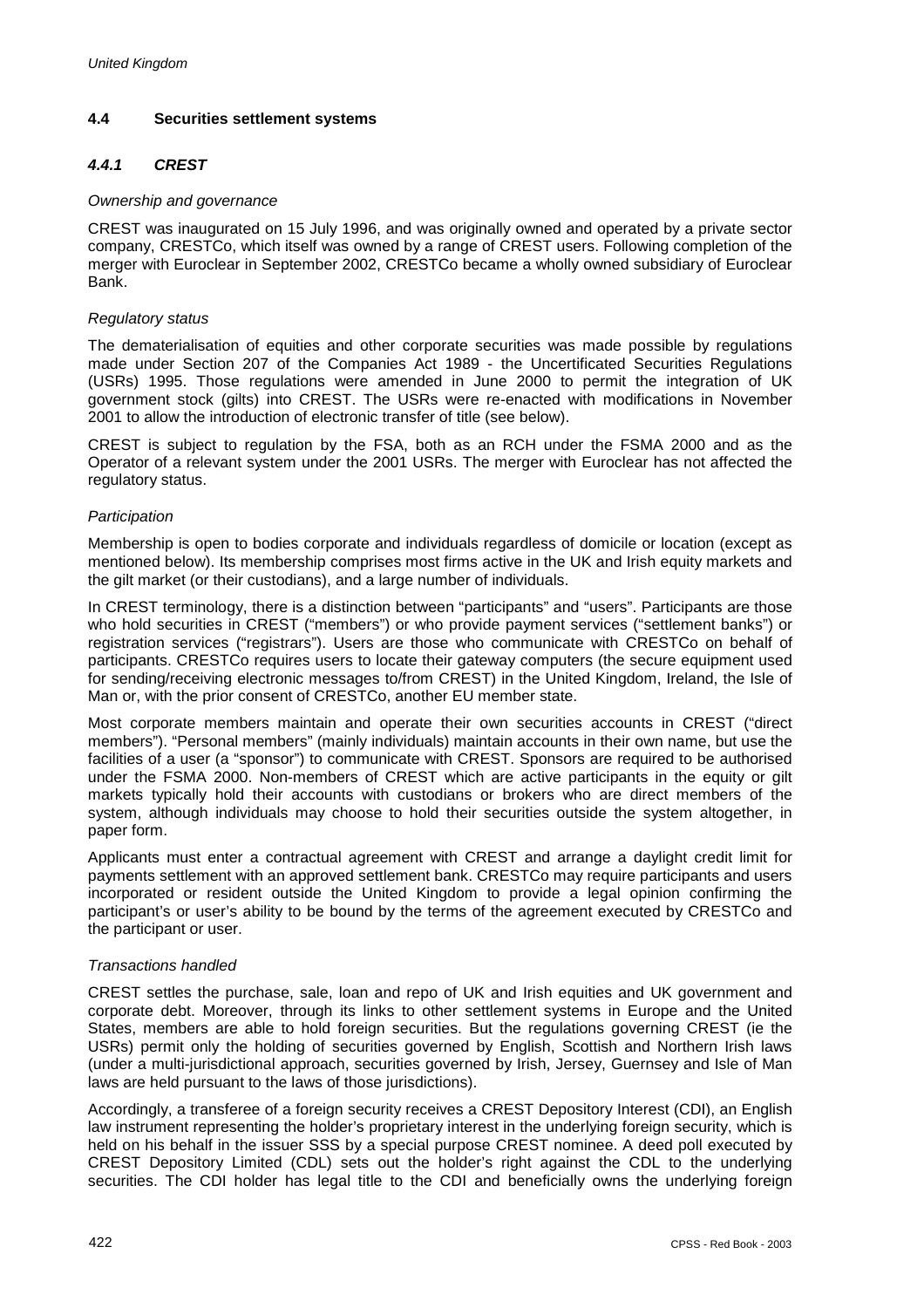## 4.4 Securities settlement systems

### *4.4.1 CREST*

*Ownership and governance*

CREST was inaugurated on 15 July 1996, and was originally owned and operated by a private sector company, CRESTCo, which itself was owned by a range of CREST users. Following completion of the merger with Euroclear in September 2002, CRESTCo became a wholly owned subsidiary of Euroclear Bank.

*Regulatory status*

The dematerialisation of equities and other corporate securities was made possible by regulations made under Section 207 of the Companies Act 1989 - the Uncertificated Securities Regulations (USRs) 1995. Those regulations were amended in June 2000 to permit the integration of UK government stock (gilts) into CREST. The USRs were re-enacted with modifications in November 2001 to allow the introduction of electronic transfer of title (see below).

CREST is subject to regulation by the FSA, both as an RCH under the FSMA 2000 and as the Operator of a relevant system under the 2001 USRs. The merger with Euroclear has not affected the regulatory status.

*Participation*

Membership is open to bodies corporate and individuals regardless of domicile or location (except as mentioned below). Its membership comprises most firms active in the UK and Irish equity markets and the gilt market (or their custodians), and a large number of individuals.

In CREST terminology, there is a distinction between "participants" and "users". Participants are those who hold securities in CREST ("members") or who provide payment services ("settlement banks") or registration services ("registrars"). Users are those who communicate with CRESTCo on behalf of participants. CRESTCo requires users to locate their gateway computers (the secure equipment used for sending/receiving electronic messages to/from CREST) in the United Kingdom, Ireland, the Isle of Man or, with the prior consent of CRESTCo, another EU member state.

Most corporate members maintain and operate their own securities accounts in CREST ("direct members"). "Personal members" (mainly individuals) maintain accounts in their own name, but use the facilities of a user (a "sponsor") to communicate with CREST. Sponsors are required to be authorised under the FSMA 2000. Non-members of CREST which are active participants in the equity or gilt markets typically hold their accounts with custodians or brokers who are direct members of the system, although individuals may choose to hold their securities outside the system altogether, in paper form.

Applicants must enter a contractual agreement with CREST and arrange a daylight credit limit for payments settlement with an approved settlement bank. CRESTCo may require participants and users incorporated or resident outside the United Kingdom to provide a legal opinion confirming the participant's or user's ability to be bound by the terms of the agreement executed by CRESTCo and the participant or user.

*Transactions handled*

CREST settles the purchase, sale, loan and repo of UK and Irish equities and UK government and corporate debt. Moreover, through its links to other settlement systems in Europe and the United States, members are able to hold foreign securities. But the regulations governing CREST (ie the USRs) permit only the holding of securities governed by English, Scottish and Northern Irish laws (under a multi-jurisdictional approach, securities governed by Irish, Jersey, Guernsey and Isle of Man laws are held pursuant to the laws of those jurisdictions).

Accordingly, a transferee of a foreign security receives a CREST Depository Interest (CDI), an English law instrument representing the holder's proprietary interest in the underlying foreign security, which is held on his behalf in the issuer SSS by a special purpose CREST nominee. A deed poll executed by CREST Depository Limited (CDL) sets out the holder's right against the CDL to the underlying securities. The CDI holder has legal title to the CDI and beneficially owns the underlying foreign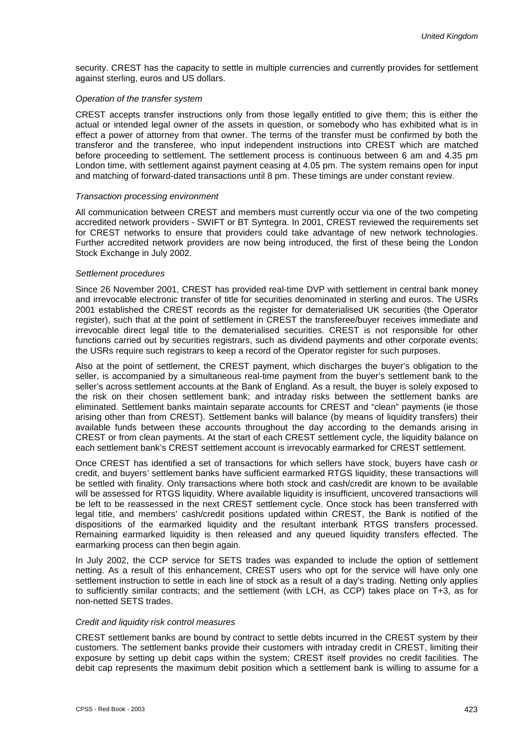security. CREST has the capacity to settle in multiple currencies and currently provides for settlement against sterling, euros and US dollars.

*Operation of the transfer system*

CREST accepts transfer instructions only from those legally entitled to give them; this is either the actual or intended legal owner of the assets in question, or somebody who has exhibited what is in effect a power of attorney from that owner. The terms of the transfer must be confirmed by both the transferor and the transferee, who input independent instructions into CREST which are matched before proceeding to settlement. The settlement process is continuous between 6 am and 4.35 pm London time, with settlement against payment ceasing at 4.05 pm. The system remains open for input and matching of forward-dated transactions until 8 pm. These timings are under constant review.

*Transaction processing environment*

All communication between CREST and members must currently occur via one of the two competing accredited network providers - SWIFT or BT Syntegra. In 2001, CREST reviewed the requirements set for CREST networks to ensure that providers could take advantage of new network technologies. Further accredited network providers are now being introduced, the first of these being the London Stock Exchange in July 2002.

*Settlement procedures*

Since 26 November 2001, CREST has provided real-time DVP with settlement in central bank money and irrevocable electronic transfer of title for securities denominated in sterling and euros. The USRs 2001 established the CREST records as the register for dematerialised UK securities (the Operator register), such that at the point of settlement in CREST the transferee/buyer receives immediate and irrevocable direct legal title to the dematerialised securities. CREST is not responsible for other functions carried out by securities registrars, such as dividend payments and other corporate events; the USRs require such registrars to keep a record of the Operator register for such purposes.

Also at the point of settlement, the CREST payment, which discharges the buyer's obligation to the seller, is accompanied by a simultaneous real-time payment from the buyer's settlement bank to the seller's across settlement accounts at the Bank of England. As a result, the buyer is solely exposed to the risk on their chosen settlement bank; and intraday risks between the settlement banks are eliminated. Settlement banks maintain separate accounts for CREST and "clean" payments (ie those arising other than from CREST). Settlement banks will balance (by means of liquidity transfers) their available funds between these accounts throughout the day according to the demands arising in CREST or from clean payments. At the start of each CREST settlement cycle, the liquidity balance on each settlement bank's CREST settlement account is irrevocably earmarked for CREST settlement.

Once CREST has identified a set of transactions for which sellers have stock, buyers have cash or credit, and buyers' settlement banks have sufficient earmarked RTGS liquidity, these transactions will be settled with finality. Only transactions where both stock and cash/credit are known to be available will be assessed for RTGS liquidity. Where available liquidity is insufficient, uncovered transactions will be left to be reassessed in the next CREST settlement cycle. Once stock has been transferred with legal title, and members' cash/credit positions updated within CREST, the Bank is notified of the dispositions of the earmarked liquidity and the resultant interbank RTGS transfers processed. Remaining earmarked liquidity is then released and any queued liquidity transfers effected. The earmarking process can then begin again.

In July 2002, the CCP service for SETS trades was expanded to include the option of settlement netting. As a result of this enhancement, CREST users who opt for the service will have only one settlement instruction to settle in each line of stock as a result of a day's trading. Netting only applies to sufficiently similar contracts; and the settlement (with LCH, as CCP) takes place on T+3, as for non-netted SETS trades.

*Credit and liquidity risk control measures*

CREST settlement banks are bound by contract to settle debts incurred in the CREST system by their customers. The settlement banks provide their customers with intraday credit in CREST, limiting their exposure by setting up debit caps within the system; CREST itself provides no credit facilities. The debit cap represents the maximum debit position which a settlement bank is willing to assume for a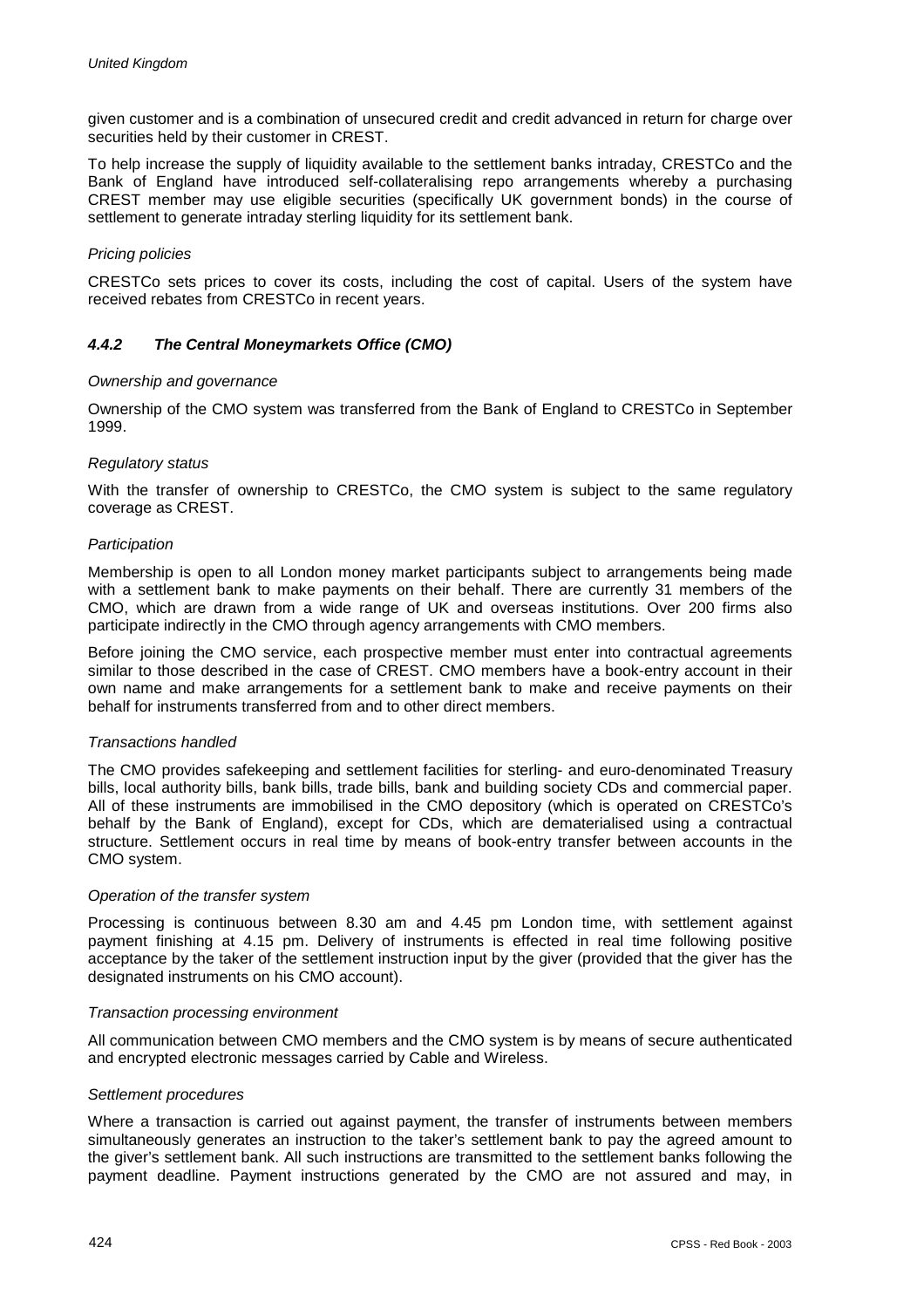given customer and is a combination of unsecured credit and credit advanced in return for charge over securities held by their customer in CREST.

To help increase the supply of liquidity available to the settlement banks intraday, CRESTCo and the Bank of England have introduced self-collateralising repo arrangements whereby a purchasing CREST member may use eligible securities (specifically UK government bonds) in the course of settlement to generate intraday sterling liquidity for its settlement bank.

*Pricing policies*

CRESTCo sets prices to cover its costs, including the cost of capital. Users of the system have received rebates from CRESTCo in recent years.

#### *4.4.2 The Central Moneymarkets Office (CMO)*

*Ownership and governance*

Ownership of the CMO system was transferred from the Bank of England to CRESTCo in September 1999.

*Regulatory status*

With the transfer of ownership to CRESTCo, the CMO system is subject to the same regulatory coverage as CREST.

*Participation*

Membership is open to all London money market participants subject to arrangements being made with a settlement bank to make payments on their behalf. There are currently 31 members of the CMO, which are drawn from a wide range of UK and overseas institutions. Over 200 firms also participate indirectly in the CMO through agency arrangements with CMO members.

Before joining the CMO service, each prospective member must enter into contractual agreements similar to those described in the case of CREST. CMO members have a book-entry account in their own name and make arrangements for a settlement bank to make and receive payments on their behalf for instruments transferred from and to other direct members.

*Transactions handled*

The CMO provides safekeeping and settlement facilities for sterling- and euro-denominated Treasury bills, local authority bills, bank bills, trade bills, bank and building society CDs and commercial paper. All of these instruments are immobilised in the CMO depository (which is operated on CRESTCo's behalf by the Bank of England), except for CDs, which are dematerialised using a contractual structure. Settlement occurs in real time by means of book-entry transfer between accounts in the CMO system.

*Operation of the transfer system*

Processing is continuous between 8.30 am and 4.45 pm London time, with settlement against payment finishing at 4.15 pm. Delivery of instruments is effected in real time following positive acceptance by the taker of the settlement instruction input by the giver (provided that the giver has the designated instruments on his CMO account).

*Transaction processing environment*

All communication between CMO members and the CMO system is by means of secure authenticated and encrypted electronic messages carried by Cable and Wireless.

*Settlement procedures*

Where a transaction is carried out against payment, the transfer of instruments between members simultaneously generates an instruction to the taker's settlement bank to pay the agreed amount to the giver's settlement bank. All such instructions are transmitted to the settlement banks following the payment deadline. Payment instructions generated by the CMO are not assured and may, in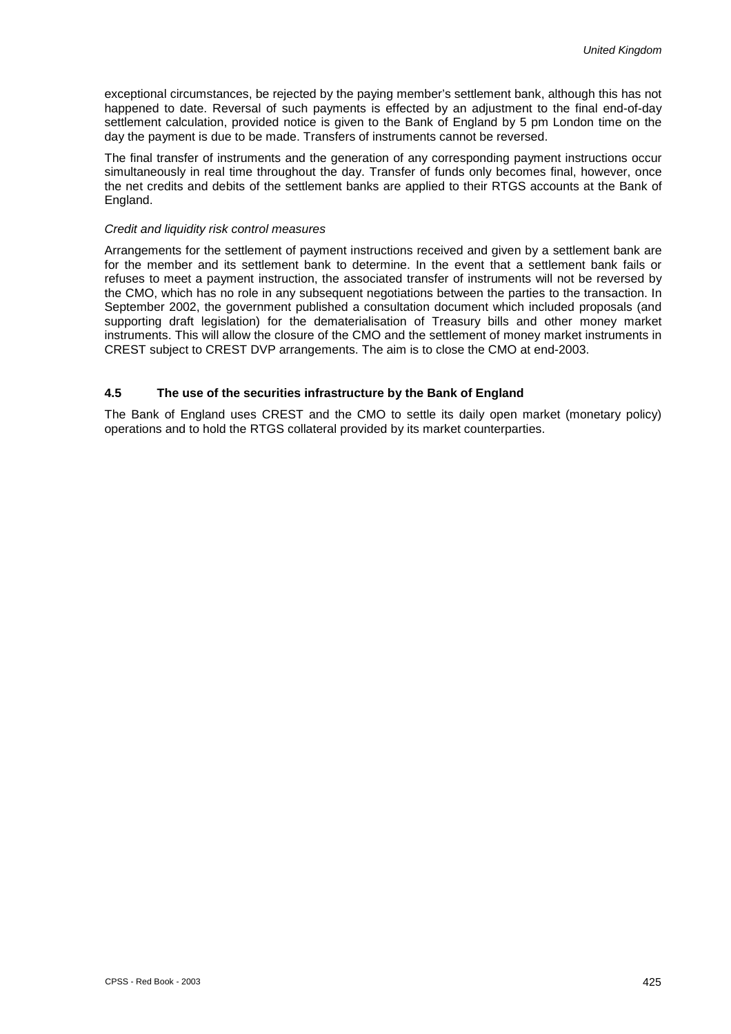exceptional circumstances, be rejected by the paying member's settlement bank, although this has not happened to date. Reversal of such payments is effected by an adjustment to the final end-of-day settlement calculation, provided notice is given to the Bank of England by 5 pm London time on the day the payment is due to be made. Transfers of instruments cannot be reversed.

The final transfer of instruments and the generation of any corresponding payment instructions occur simultaneously in real time throughout the day. Transfer of funds only becomes final, however, once the net credits and debits of the settlement banks are applied to their RTGS accounts at the Bank of England.

*Credit and liquidity risk control measures*

Arrangements for the settlement of payment instructions received and given by a settlement bank are for the member and its settlement bank to determine. In the event that a settlement bank fails or refuses to meet a payment instruction, the associated transfer of instruments will not be reversed by the CMO, which has no role in any subsequent negotiations between the parties to the transaction. In September 2002, the government published a consultation document which included proposals (and supporting draft legislation) for the dematerialisation of Treasury bills and other money market instruments. This will allow the closure of the CMO and the settlement of money market instruments in CREST subject to CREST DVP arrangements. The aim is to close the CMO at end-2003.

### 4.5 The use of the securities infrastructure by the Bank of England

The Bank of England uses CREST and the CMO to settle its daily open market (monetary policy) operations and to hold the RTGS collateral provided by its market counterparties.